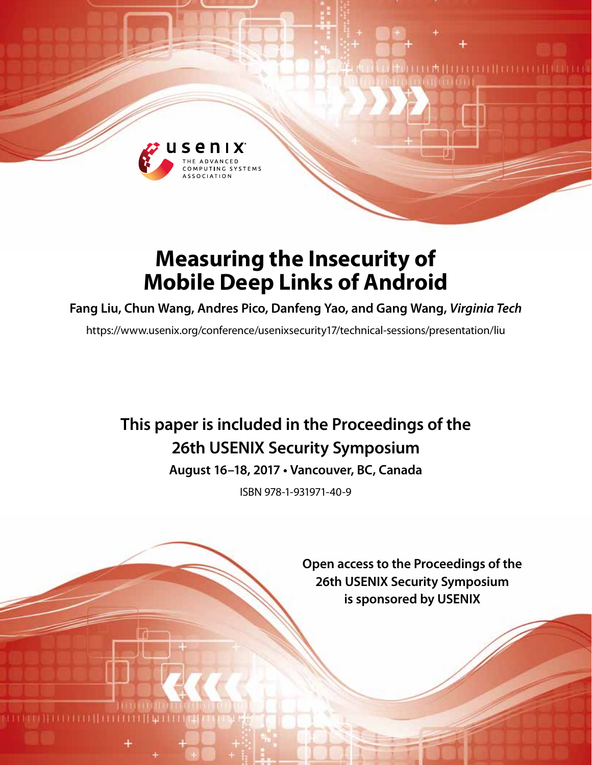# Measuring the Insecurity of Mobile Deep Links of Android

**Fang Liu, Chun Wang, Andres Pico, Danfeng Yao, and Gang Wang, *Virginia Tech***

https://www.usenix.org/conference/usenixsecurity17/technical-sessions/presentation/liu

**This paper is included in the Proceedings of the 26th USENIX Security Symposium**

**August 16–18, 2017 • Vancouver, BC, Canada**

ISBN 978-1-931971-40-9

**Open access to the Proceedings of the 26th USENIX Security Symposium is sponsored by USENIX**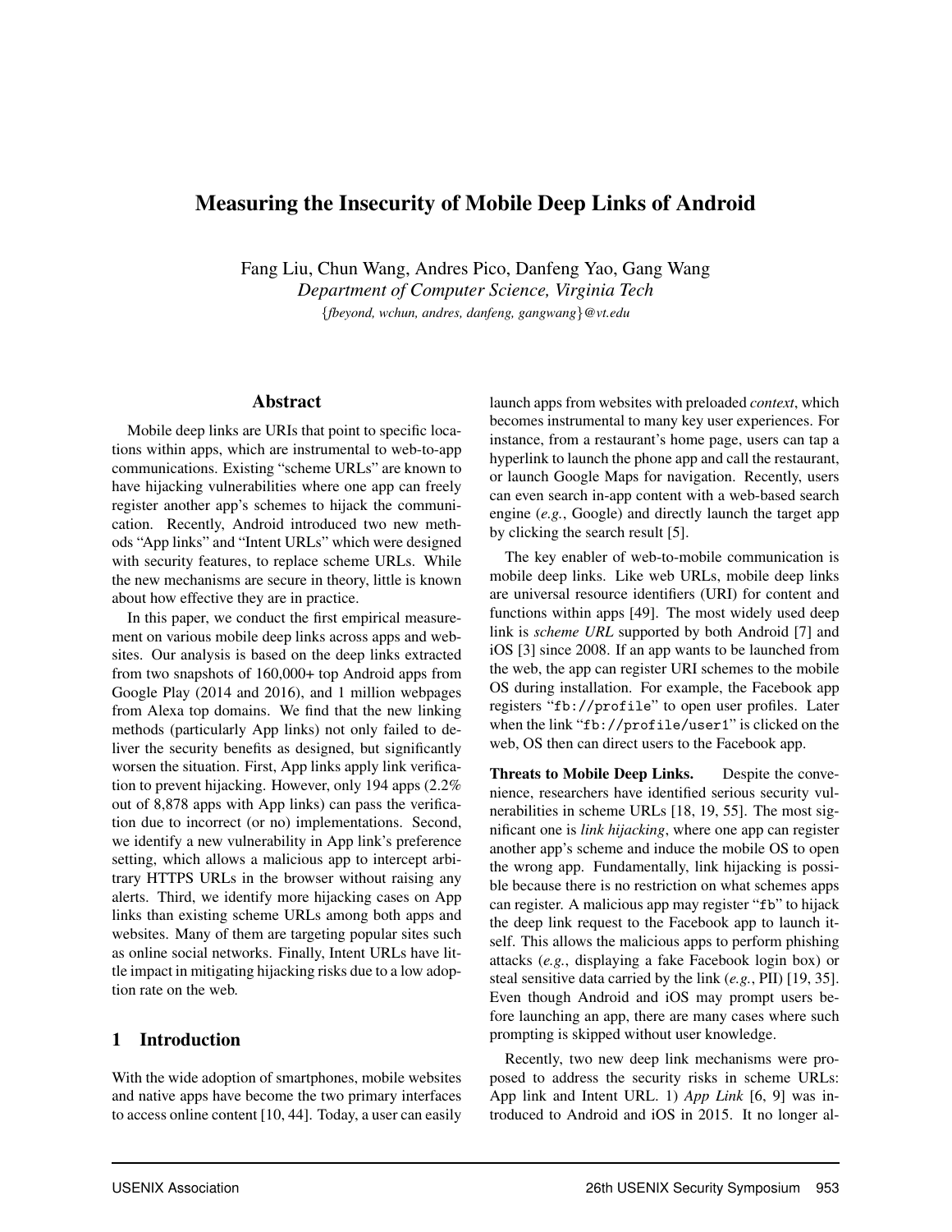# Measuring the Insecurity of Mobile Deep Links of Android

Fang Liu, Chun Wang, Andres Pico, Danfeng Yao, Gang Wang
*Department of Computer Science, Virginia Tech*
{*fbeyond, wchun, andres, danfeng, gangwang*}*@vt.edu*

## Abstract

Mobile deep links are URIs that point to specific locations within apps, which are instrumental to web-to-app communications. Existing "scheme URLs" are known to have hijacking vulnerabilities where one app can freely register another app's schemes to hijack the communication. Recently, Android introduced two new methods "App links" and "Intent URLs" which were designed with security features, to replace scheme URLs. While the new mechanisms are secure in theory, little is known about how effective they are in practice.

In this paper, we conduct the first empirical measurement on various mobile deep links across apps and websites. Our analysis is based on the deep links extracted from two snapshots of 160,000+ top Android apps from Google Play (2014 and 2016), and 1 million webpages from Alexa top domains. We find that the new linking methods (particularly App links) not only failed to deliver the security benefits as designed, but significantly worsen the situation. First, App links apply link verification to prevent hijacking. However, only 194 apps (2.2% out of 8,878 apps with App links) can pass the verification due to incorrect (or no) implementations. Second, we identify a new vulnerability in App link's preference setting, which allows a malicious app to intercept arbitrary HTTPS URLs in the browser without raising any alerts. Third, we identify more hijacking cases on App links than existing scheme URLs among both apps and websites. Many of them are targeting popular sites such as online social networks. Finally, Intent URLs have little impact in mitigating hijacking risks due to a low adoption rate on the web.

## 1 Introduction

With the wide adoption of smartphones, mobile websites and native apps have become the two primary interfaces to access online content [10, 44]. Today, a user can easily launch apps from websites with preloaded *context*, which becomes instrumental to many key user experiences. For instance, from a restaurant's home page, users can tap a hyperlink to launch the phone app and call the restaurant, or launch Google Maps for navigation. Recently, users can even search in-app content with a web-based search engine (*e.g.*, Google) and directly launch the target app by clicking the search result [5].

The key enabler of web-to-mobile communication is mobile deep links. Like web URLs, mobile deep links are universal resource identifiers (URI) for content and functions within apps [49]. The most widely used deep link is *scheme URL* supported by both Android [7] and iOS [3] since 2008. If an app wants to be launched from the web, the app can register URI schemes to the mobile OS during installation. For example, the Facebook app registers "`fb://profile`" to open user profiles. Later when the link "`fb://profile/user1`" is clicked on the web, OS then can direct users to the Facebook app.

**Threats to Mobile Deep Links.** Despite the convenience, researchers have identified serious security vulnerabilities in scheme URLs [18, 19, 55]. The most significant one is *link hijacking*, where one app can register another app's scheme and induce the mobile OS to open the wrong app. Fundamentally, link hijacking is possible because there is no restriction on what schemes apps can register. A malicious app may register "fb" to hijack the deep link request to the Facebook app to launch itself. This allows the malicious apps to perform phishing attacks (*e.g.*, displaying a fake Facebook login box) or steal sensitive data carried by the link (*e.g.*, PII) [19, 35]. Even though Android and iOS may prompt users before launching an app, there are many cases where such prompting is skipped without user knowledge.

Recently, two new deep link mechanisms were proposed to address the security risks in scheme URLs: App link and Intent URL. 1) *App Link* [6, 9] was introduced to Android and iOS in 2015. It no longer al-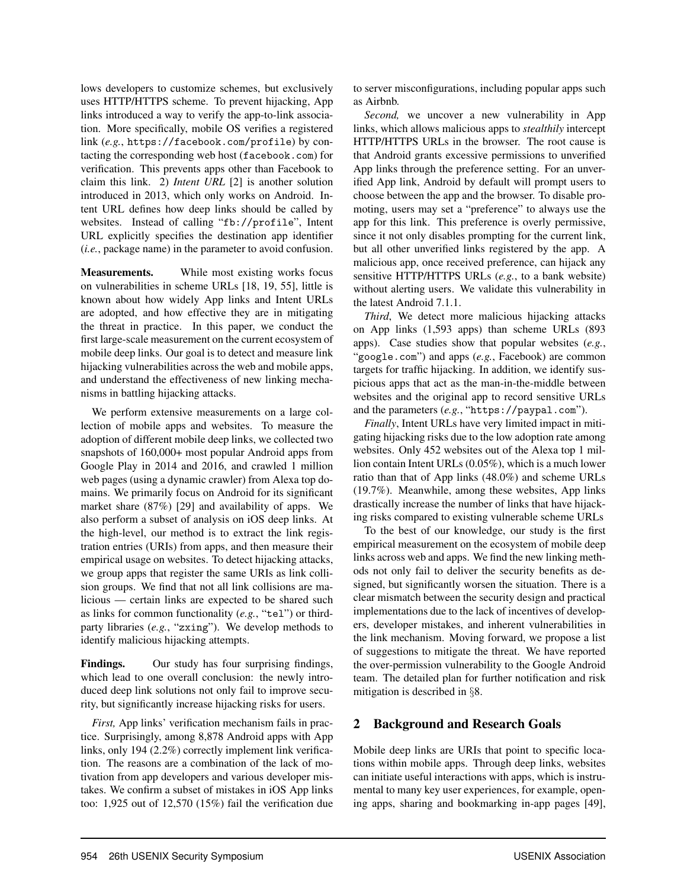lows developers to customize schemes, but exclusively uses HTTP/HTTPS scheme. To prevent hijacking, App links introduced a way to verify the app-to-link association. More specifically, mobile OS verifies a registered link (*e.g.*, `https://facebook.com/profile`) by contacting the corresponding web host (`facebook.com`) for verification. This prevents apps other than Facebook to claim this link. 2) *Intent URL* [2] is another solution introduced in 2013, which only works on Android. Intent URL defines how deep links should be called by websites. Instead of calling "`fb://profile`", Intent URL explicitly specifies the destination app identifier (*i.e.*, package name) in the parameter to avoid confusion.

**Measurements.** While most existing works focus on vulnerabilities in scheme URLs [18, 19, 55], little is known about how widely App links and Intent URLs are adopted, and how effective they are in mitigating the threat in practice. In this paper, we conduct the first large-scale measurement on the current ecosystem of mobile deep links. Our goal is to detect and measure link hijacking vulnerabilities across the web and mobile apps, and understand the effectiveness of new linking mechanisms in battling hijacking attacks.

We perform extensive measurements on a large collection of mobile apps and websites. To measure the adoption of different mobile deep links, we collected two snapshots of 160,000+ most popular Android apps from Google Play in 2014 and 2016, and crawled 1 million web pages (using a dynamic crawler) from Alexa top domains. We primarily focus on Android for its significant market share (87%) [29] and availability of apps. We also perform a subset of analysis on iOS deep links. At the high-level, our method is to extract the link registration entries (URIs) from apps, and then measure their empirical usage on websites. To detect hijacking attacks, we group apps that register the same URIs as link collision groups. We find that not all link collisions are malicious — certain links are expected to be shared such as links for common functionality (*e.g.*, "`tel`") or third-party libraries (*e.g.*, "`zxing`"). We develop methods to identify malicious hijacking attempts.

**Findings.** Our study has four surprising findings, which lead to one overall conclusion: the newly introduced deep link solutions not only fail to improve security, but significantly increase hijacking risks for users.

*First,* App links' verification mechanism fails in practice. Surprisingly, among 8,878 Android apps with App links, only 194 (2.2%) correctly implement link verification. The reasons are a combination of the lack of motivation from app developers and various developer mistakes. We confirm a subset of mistakes in iOS App links too: 1,925 out of 12,570 (15%) fail the verification due to server misconfigurations, including popular apps such as Airbnb.

*Second,* we uncover a new vulnerability in App links, which allows malicious apps to *stealthily* intercept HTTP/HTTPS URLs in the browser. The root cause is that Android grants excessive permissions to unverified App links through the preference setting. For an unverified App link, Android by default will prompt users to choose between the app and the browser. To disable promoting, users may set a "preference" to always use the app for this link. This preference is overly permissive, since it not only disables prompting for the current link, but all other unverified links registered by the app. A malicious app, once received preference, can hijack any sensitive HTTP/HTTPS URLs (*e.g.*, to a bank website) without alerting users. We validate this vulnerability in the latest Android 7.1.1.

*Third*, We detect more malicious hijacking attacks on App links (1,593 apps) than scheme URLs (893 apps). Case studies show that popular websites (*e.g.*, "`google.com`") and apps (*e.g.*, Facebook) are common targets for traffic hijacking. In addition, we identify suspicious apps that act as the man-in-the-middle between websites and the original app to record sensitive URLs and the parameters (*e.g.*, "`https://paypal.com`").

*Finally*, Intent URLs have very limited impact in mitigating hijacking risks due to the low adoption rate among websites. Only 452 websites out of the Alexa top 1 million contain Intent URLs (0.05%), which is a much lower ratio than that of App links (48.0%) and scheme URLs (19.7%). Meanwhile, among these websites, App links drastically increase the number of links that have hijacking risks compared to existing vulnerable scheme URLs

To the best of our knowledge, our study is the first empirical measurement on the ecosystem of mobile deep links across web and apps. We find the new linking methods not only fail to deliver the security benefits as designed, but significantly worsen the situation. There is a clear mismatch between the security design and practical implementations due to the lack of incentives of developers, developer mistakes, and inherent vulnerabilities in the link mechanism. Moving forward, we propose a list of suggestions to mitigate the threat. We have reported the over-permission vulnerability to the Google Android team. The detailed plan for further notification and risk mitigation is described in §8.

## 2 Background and Research Goals

Mobile deep links are URIs that point to specific locations within mobile apps. Through deep links, websites can initiate useful interactions with apps, which is instrumental to many key user experiences, for example, opening apps, sharing and bookmarking in-app pages [49],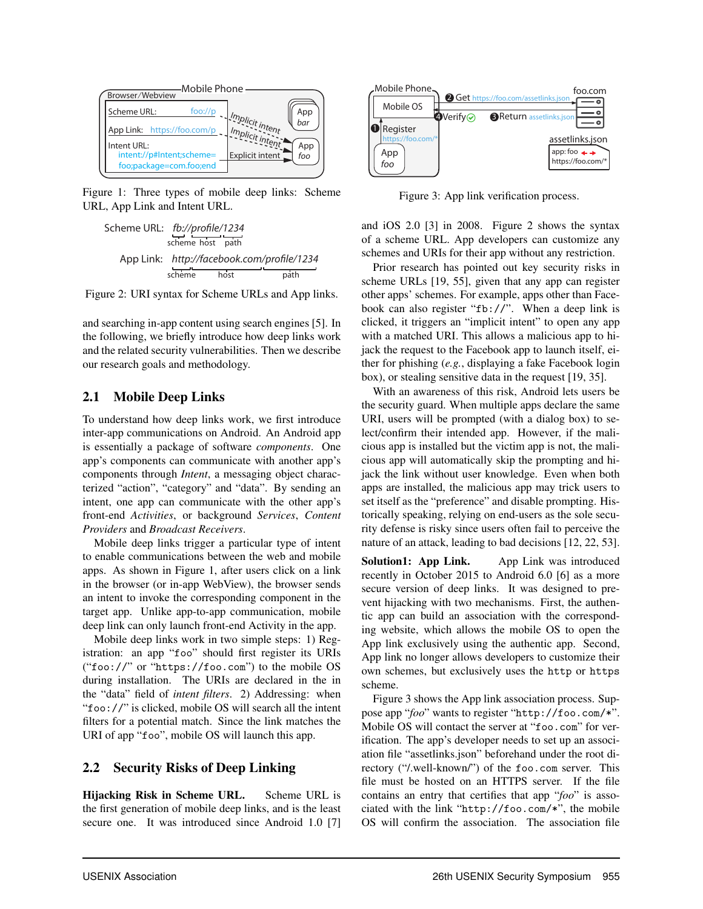Figure 1: Three types of mobile deep links: Scheme URL, App Link and Intent URL.

Figure 2: URI syntax for Scheme URLs and App links.

and searching in-app content using search engines [5]. In the following, we briefly introduce how deep links work and the related security vulnerabilities. Then we describe our research goals and methodology.

## 2.1 Mobile Deep Links

To understand how deep links work, we first introduce inter-app communications on Android. An Android app is essentially a package of software *components*. One app's components can communicate with another app's components through *Intent*, a messaging object characterized "action", "category" and "data". By sending an intent, one app can communicate with the other app's front-end *Activities*, or background *Services*, *Content Providers* and *Broadcast Receivers*.

Mobile deep links trigger a particular type of intent to enable communications between the web and mobile apps. As shown in Figure 1, after users click on a link in the browser (or in-app WebView), the browser sends an intent to invoke the corresponding component in the target app. Unlike app-to-app communication, mobile deep link can only launch front-end Activity in the app.

Mobile deep links work in two simple steps: 1) Registration: an app "foo" should first register its URIs ("foo://" or "https://foo.com") to the mobile OS during installation. The URIs are declared in the the "data" field of *intent filters*. 2) Addressing: when "foo://" is clicked, mobile OS will search all the intent filters for a potential match. Since the link matches the URI of app "foo", mobile OS will launch this app.

## 2.2 Security Risks of Deep Linking

**Hijacking Risk in Scheme URL.** Scheme URL is the first generation of mobile deep links, and is the least secure one. It was introduced since Android 1.0 [7] and iOS 2.0 [3] in 2008. Figure 2 shows the syntax of a scheme URL. App developers can customize any schemes and URIs for their app without any restriction.

Prior research has pointed out key security risks in scheme URLs [19, 55], given that any app can register other apps' schemes. For example, apps other than Facebook can also register "fb://". When a deep link is clicked, it triggers an "implicit intent" to open any app with a matched URI. This allows a malicious app to hijack the request to the Facebook app to launch itself, either for phishing (*e.g.*, displaying a fake Facebook login box), or stealing sensitive data in the request [19, 35].

With an awareness of this risk, Android lets users be the security guard. When multiple apps declare the same URI, users will be prompted (with a dialog box) to select/confirm their intended app. However, if the malicious app is installed but the victim app is not, the malicious app will automatically skip the prompting and hijack the link without user knowledge. Even when both apps are installed, the malicious app may trick users to set itself as the "preference" and disable prompting. Historically speaking, relying on end-users as the sole security defense is risky since users often fail to perceive the nature of an attack, leading to bad decisions [12, 22, 53].

**Solution1: App Link.** App Link was introduced recently in October 2015 to Android 6.0 [6] as a more secure version of deep links. It was designed to prevent hijacking with two mechanisms. First, the authentic app can build an association with the corresponding website, which allows the mobile OS to open the App link exclusively using the authentic app. Second, App link no longer allows developers to customize their own schemes, but exclusively uses the http or https scheme.

Figure 3 shows the App link association process. Suppose app "*foo*" wants to register "http://foo.com/*". Mobile OS will contact the server at "foo.com" for verification. The app's developer needs to set up an association file "assetlinks.json" beforehand under the root directory ("/.well-known/") of the foo.com server. This file must be hosted on an HTTPS server. If the file contains an entry that certifies that app "*foo*" is associated with the link "http://foo.com/*", the mobile OS will confirm the association. The association file

Figure 3: App link verification process.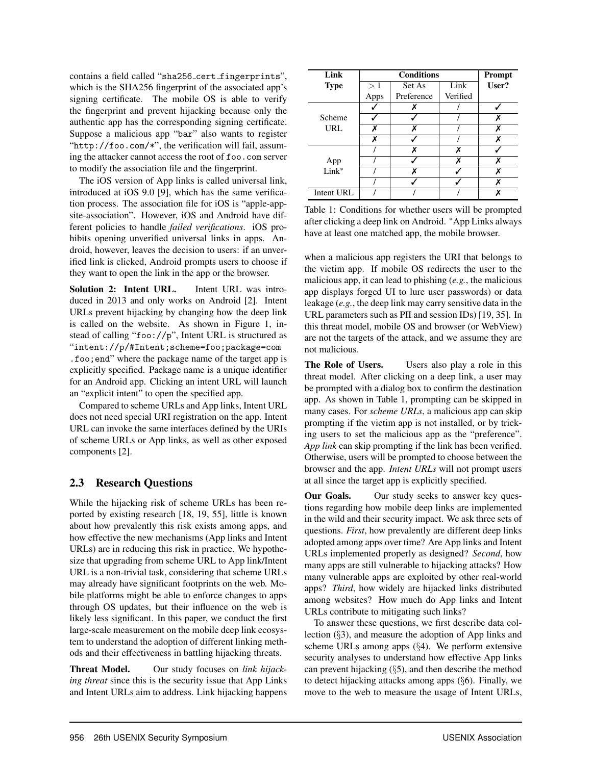contains a field called "sha256_cert_fingerprints", which is the SHA256 fingerprint of the associated app's signing certificate. The mobile OS is able to verify the fingerprint and prevent hijacking because only the authentic app has the corresponding signing certificate. Suppose a malicious app "bar" also wants to register "http://foo.com/*", the verification will fail, assuming the attacker cannot access the root of foo.com server to modify the association file and the fingerprint.

The iOS version of App links is called universal link, introduced at iOS 9.0 [9], which has the same verification process. The association file for iOS is "apple-app-site-association". However, iOS and Android have different policies to handle *failed verifications*. iOS prohibits opening unverified universal links in apps. Android, however, leaves the decision to users: if an unverified link is clicked, Android prompts users to choose if they want to open the link in the app or the browser.

**Solution 2: Intent URL.** Intent URL was introduced in 2013 and only works on Android [2]. Intent URLs prevent hijacking by changing how the deep link is called on the website. As shown in Figure 1, instead of calling "foo://p", Intent URL is structured as "intent://p/#Intent;scheme=foo;package=com.foo;end" where the package name of the target app is explicitly specified. Package name is a unique identifier for an Android app. Clicking an intent URL will launch an "explicit intent" to open the specified app.

Compared to scheme URLs and App links, Intent URL does not need special URI registration on the app. Intent URL can invoke the same interfaces defined by the URIs of scheme URLs or App links, as well as other exposed components [2].

## 2.3 Research Questions

While the hijacking risk of scheme URLs has been reported by existing research [18, 19, 55], little is known about how prevalently this risk exists among apps, and how effective the new mechanisms (App links and Intent URLs) are in reducing this risk in practice. We hypothesize that upgrading from scheme URL to App link/Intent URL is a non-trivial task, considering that scheme URLs may already have significant footprints on the web. Mobile platforms might be able to enforce changes to apps through OS updates, but their influence on the web is likely less significant. In this paper, we conduct the first large-scale measurement on the mobile deep link ecosystem to understand the adoption of different linking methods and their effectiveness in battling hijacking threats.

**Threat Model.** Our study focuses on *link hijacking threat* since this is the security issue that App Links and Intent URLs aim to address. Link hijacking happens when a malicious app registers the URI that belongs to the victim app. If mobile OS redirects the user to the malicious app, it can lead to phishing (*e.g.*, the malicious app displays forged UI to lure user passwords) or data leakage (*e.g.*, the deep link may carry sensitive data in the URL parameters such as PII and session IDs) [19, 35]. In this threat model, mobile OS and browser (or WebView) are not the targets of the attack, and we assume they are not malicious.

| Link Type | Conditions | | | Prompt User? |
|---|---|---|---|---|
| | $>1$ Apps | Set As Preference | Link Verified | |
| Scheme URL | ✓ | ✗ | / | ✓ |
| | ✓ | ✓ | / | ✗ |
| | ✗ | ✗ | / | ✗ |
| | ✗ | ✓ | / | ✗ |
| App Link* | / | ✗ | ✗ | ✓ |
| | / | ✓ | ✗ | ✗ |
| | / | ✗ | ✓ | ✗ |
| | / | ✓ | ✓ | ✗ |
| Intent URL | / | / | / | ✗ |

Table 1: Conditions for whether users will be prompted after clicking a deep link on Android. *App Links always have at least one matched app, the mobile browser.

**The Role of Users.** Users also play a role in this threat model. After clicking on a deep link, a user may be prompted with a dialog box to confirm the destination app. As shown in Table 1, prompting can be skipped in many cases. For *scheme URLs*, a malicious app can skip prompting if the victim app is not installed, or by tricking users to set the malicious app as the "preference". *App link* can skip prompting if the link has been verified. Otherwise, users will be prompted to choose between the browser and the app. *Intent URLs* will not prompt users at all since the target app is explicitly specified.

**Our Goals.** Our study seeks to answer key questions regarding how mobile deep links are implemented in the wild and their security impact. We ask three sets of questions. *First*, how prevalently are different deep links adopted among apps over time? Are App links and Intent URLs implemented properly as designed? *Second*, how many apps are still vulnerable to hijacking attacks? How many vulnerable apps are exploited by other real-world apps? *Third*, how widely are hijacked links distributed among websites? How much do App links and Intent URLs contribute to mitigating such links?

To answer these questions, we first describe data collection (§3), and measure the adoption of App links and scheme URLs among apps (§4). We perform extensive security analyses to understand how effective App links can prevent hijacking (§5), and then describe the method to detect hijacking attacks among apps (§6). Finally, we move to the web to measure the usage of Intent URLs,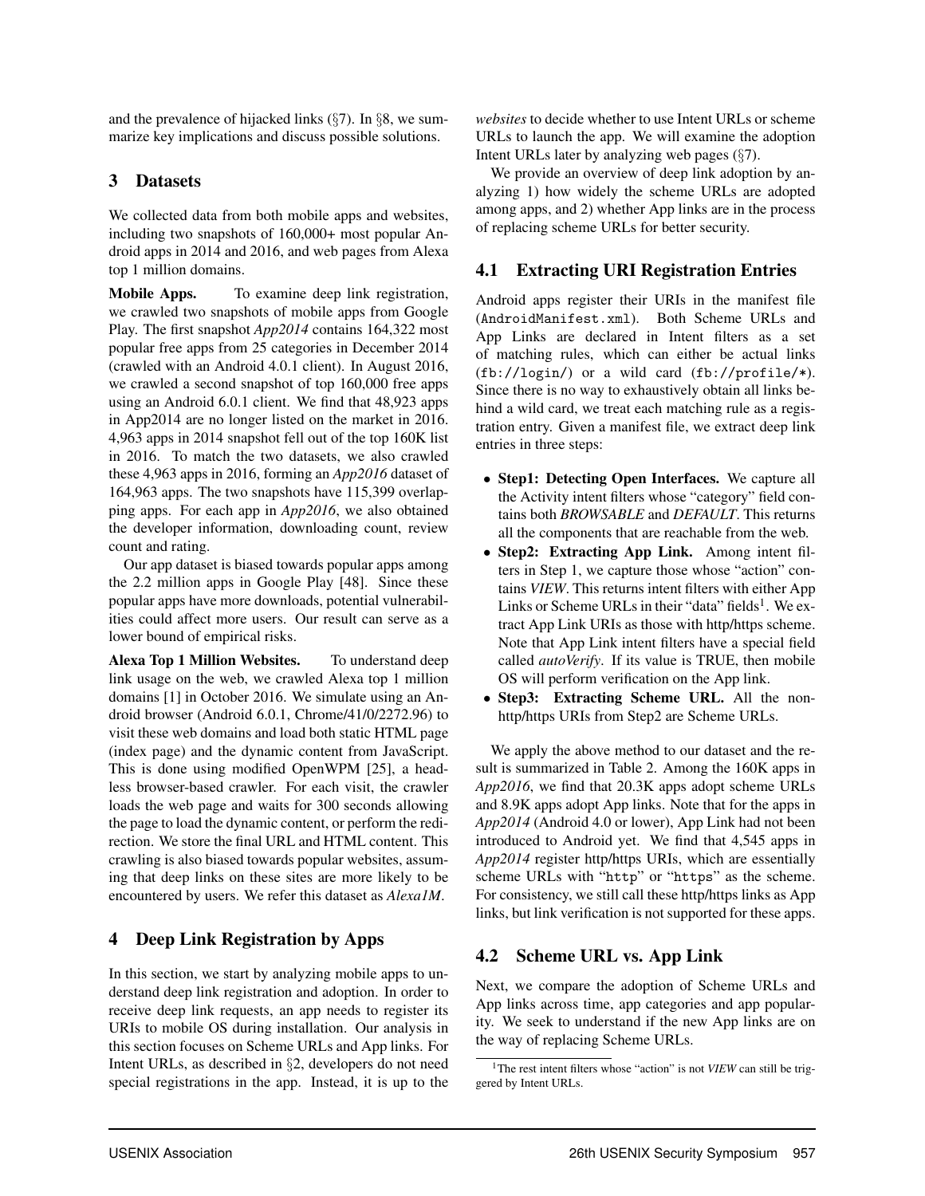and the prevalence of hijacked links (§7). In §8, we summarize key implications and discuss possible solutions.

## 3 Datasets

We collected data from both mobile apps and websites, including two snapshots of 160,000+ most popular Android apps in 2014 and 2016, and web pages from Alexa top 1 million domains.

**Mobile Apps.** To examine deep link registration, we crawled two snapshots of mobile apps from Google Play. The first snapshot *App2014* contains 164,322 most popular free apps from 25 categories in December 2014 (crawled with an Android 4.0.1 client). In August 2016, we crawled a second snapshot of top 160,000 free apps using an Android 6.0.1 client. We find that 48,923 apps in App2014 are no longer listed on the market in 2016. 4,963 apps in 2014 snapshot fell out of the top 160K list in 2016. To match the two datasets, we also crawled these 4,963 apps in 2016, forming an *App2016* dataset of 164,963 apps. The two snapshots have 115,399 overlapping apps. For each app in *App2016*, we also obtained the developer information, downloading count, review count and rating.

Our app dataset is biased towards popular apps among the 2.2 million apps in Google Play [48]. Since these popular apps have more downloads, potential vulnerabilities could affect more users. Our result can serve as a lower bound of empirical risks.

**Alexa Top 1 Million Websites.** To understand deep link usage on the web, we crawled Alexa top 1 million domains [1] in October 2016. We simulate using an Android browser (Android 6.0.1, Chrome/41/0/2272.96) to visit these web domains and load both static HTML page (index page) and the dynamic content from JavaScript. This is done using modified OpenWPM [25], a headless browser-based crawler. For each visit, the crawler loads the web page and waits for 300 seconds allowing the page to load the dynamic content, or perform the redirection. We store the final URL and HTML content. This crawling is also biased towards popular websites, assuming that deep links on these sites are more likely to be encountered by users. We refer this dataset as *Alexa1M*.

## 4 Deep Link Registration by Apps

In this section, we start by analyzing mobile apps to understand deep link registration and adoption. In order to receive deep link requests, an app needs to register its URIs to mobile OS during installation. Our analysis in this section focuses on Scheme URLs and App links. For Intent URLs, as described in §2, developers do not need special registrations in the app. Instead, it is up to the *websites* to decide whether to use Intent URLs or scheme URLs to launch the app. We will examine the adoption Intent URLs later by analyzing web pages (§7).

We provide an overview of deep link adoption by analyzing 1) how widely the scheme URLs are adopted among apps, and 2) whether App links are in the process of replacing scheme URLs for better security.

### 4.1 Extracting URI Registration Entries

Android apps register their URIs in the manifest file (`AndroidManifest.xml`). Both Scheme URLs and App Links are declared in Intent filters as a set of matching rules, which can either be actual links (`fb://login/`) or a wild card (`fb://profile/*`). Since there is no way to exhaustively obtain all links behind a wild card, we treat each matching rule as a registration entry. Given a manifest file, we extract deep link entries in three steps:

- **Step1: Detecting Open Interfaces.** We capture all the Activity intent filters whose "category" field contains both *BROWSABLE* and *DEFAULT*. This returns all the components that are reachable from the web.
- **Step2: Extracting App Link.** Among intent filters in Step 1, we capture those whose "action" contains *VIEW*. This returns intent filters with either App Links or Scheme URLs in their "data" fields[1]. We extract App Link URIs as those with http/https scheme. Note that App Link intent filters have a special field called *autoVerify*. If its value is TRUE, then mobile OS will perform verification on the App link.
- **Step3: Extracting Scheme URL.** All the non-http/https URIs from Step2 are Scheme URLs.

We apply the above method to our dataset and the result is summarized in Table 2. Among the 160K apps in *App2016*, we find that 20.3K apps adopt scheme URLs and 8.9K apps adopt App links. Note that for the apps in *App2014* (Android 4.0 or lower), App Link had not been introduced to Android yet. We find that 4,545 apps in *App2014* register http/https URIs, which are essentially scheme URLs with "`http`" or "`https`" as the scheme. For consistency, we still call these http/https links as App links, but link verification is not supported for these apps.

### 4.2 Scheme URL vs. App Link

Next, we compare the adoption of Scheme URLs and App links across time, app categories and app popularity. We seek to understand if the new App links are on the way of replacing Scheme URLs.

[1] The rest intent filters whose "action" is not *VIEW* can still be triggered by Intent URLs.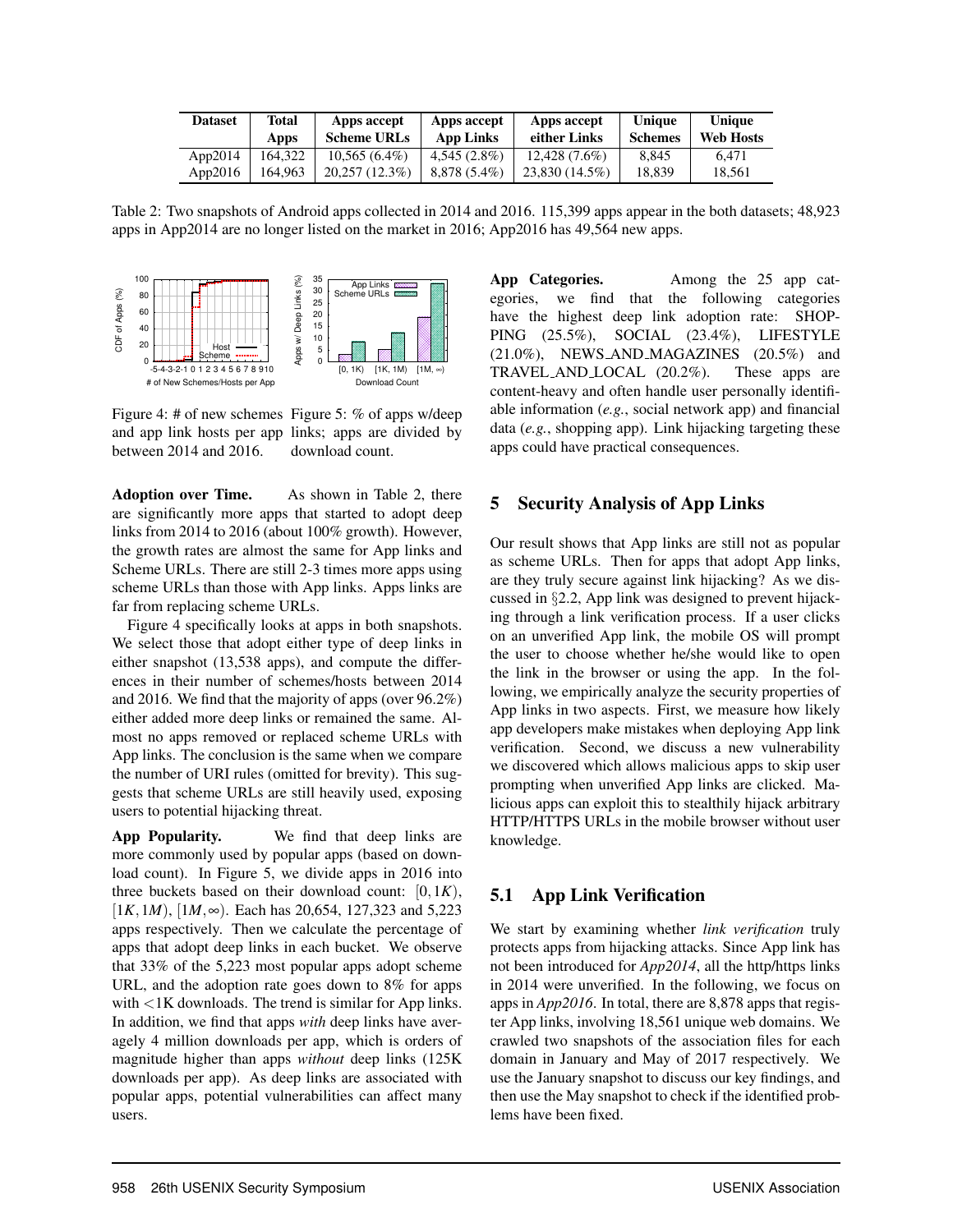| Dataset | Total Apps | Apps accept Scheme URLs | Apps accept App Links | Apps accept either Links | Unique Schemes | Unique Web Hosts |
|---|---|---|---|---|---|---|
| App2014 | 164,322 | 10,565 (6.4%) | 4,545 (2.8%) | 12,428 (7.6%) | 8,845 | 6,471 |
| App2016 | 164,963 | 20,257 (12.3%) | 8,878 (5.4%) | 23,830 (14.5%) | 18,839 | 18,561 |

Table 2: Two snapshots of Android apps collected in 2014 and 2016. 115,399 apps appear in the both datasets; 48,923 apps in App2014 are no longer listed on the market in 2016; App2016 has 49,564 new apps.

Figure 4: # of new schemes and app link hosts per app between 2014 and 2016.

Figure 5: % of apps w/deep links; apps are divided by download count.

**Adoption over Time.** As shown in Table 2, there are significantly more apps that started to adopt deep links from 2014 to 2016 (about 100% growth). However, the growth rates are almost the same for App links and Scheme URLs. There are still 2-3 times more apps using scheme URLs than those with App links. Apps links are far from replacing scheme URLs.

Figure 4 specifically looks at apps in both snapshots. We select those that adopt either type of deep links in either snapshot (13,538 apps), and compute the differences in their number of schemes/hosts between 2014 and 2016. We find that the majority of apps (over 96.2%) either added more deep links or remained the same. Almost no apps removed or replaced scheme URLs with App links. The conclusion is the same when we compare the number of URI rules (omitted for brevity). This suggests that scheme URLs are still heavily used, exposing users to potential hijacking threat.

**App Popularity.** We find that deep links are more commonly used by popular apps (based on download count). In Figure 5, we divide apps in 2016 into three buckets based on their download count: $[0,1K)$, $[1K,1M)$, $[1M,\infty)$. Each has 20,654, 127,323 and 5,223 apps respectively. Then we calculate the percentage of apps that adopt deep links in each bucket. We observe that 33% of the 5,223 most popular apps adopt scheme URL, and the adoption rate goes down to 8% for apps with <1K downloads. The trend is similar for App links. In addition, we find that apps *with* deep links have averagely 4 million downloads per app, which is orders of magnitude higher than apps *without* deep links (125K downloads per app). As deep links are associated with popular apps, potential vulnerabilities can affect many users.

**App Categories.** Among the 25 app categories, we find that the following categories have the highest deep link adoption rate: SHOPPING (25.5%), SOCIAL (23.4%), LIFESTYLE (21.0%), NEWS_AND_MAGAZINES (20.5%) and TRAVEL_AND_LOCAL (20.2%). These apps are content-heavy and often handle user personally identifiable information (*e.g.*, social network app) and financial data (*e.g.*, shopping app). Link hijacking targeting these apps could have practical consequences.

## 5 Security Analysis of App Links

Our result shows that App links are still not as popular as scheme URLs. Then for apps that adopt App links, are they truly secure against link hijacking? As we discussed in §2.2, App link was designed to prevent hijacking through a link verification process. If a user clicks on an unverified App link, the mobile OS will prompt the user to choose whether he/she would like to open the link in the browser or using the app. In the following, we empirically analyze the security properties of App links in two aspects. First, we measure how likely app developers make mistakes when deploying App link verification. Second, we discuss a new vulnerability we discovered which allows malicious apps to skip user prompting when unverified App links are clicked. Malicious apps can exploit this to stealthily hijack arbitrary HTTP/HTTPS URLs in the mobile browser without user knowledge.

### 5.1 App Link Verification

We start by examining whether *link verification* truly protects apps from hijacking attacks. Since App link has not been introduced for *App2014*, all the http/https links in 2014 were unverified. In the following, we focus on apps in *App2016*. In total, there are 8,878 apps that register App links, involving 18,561 unique web domains. We crawled two snapshots of the association files for each domain in January and May of 2017 respectively. We use the January snapshot to discuss our key findings, and then use the May snapshot to check if the identified problems have been fixed.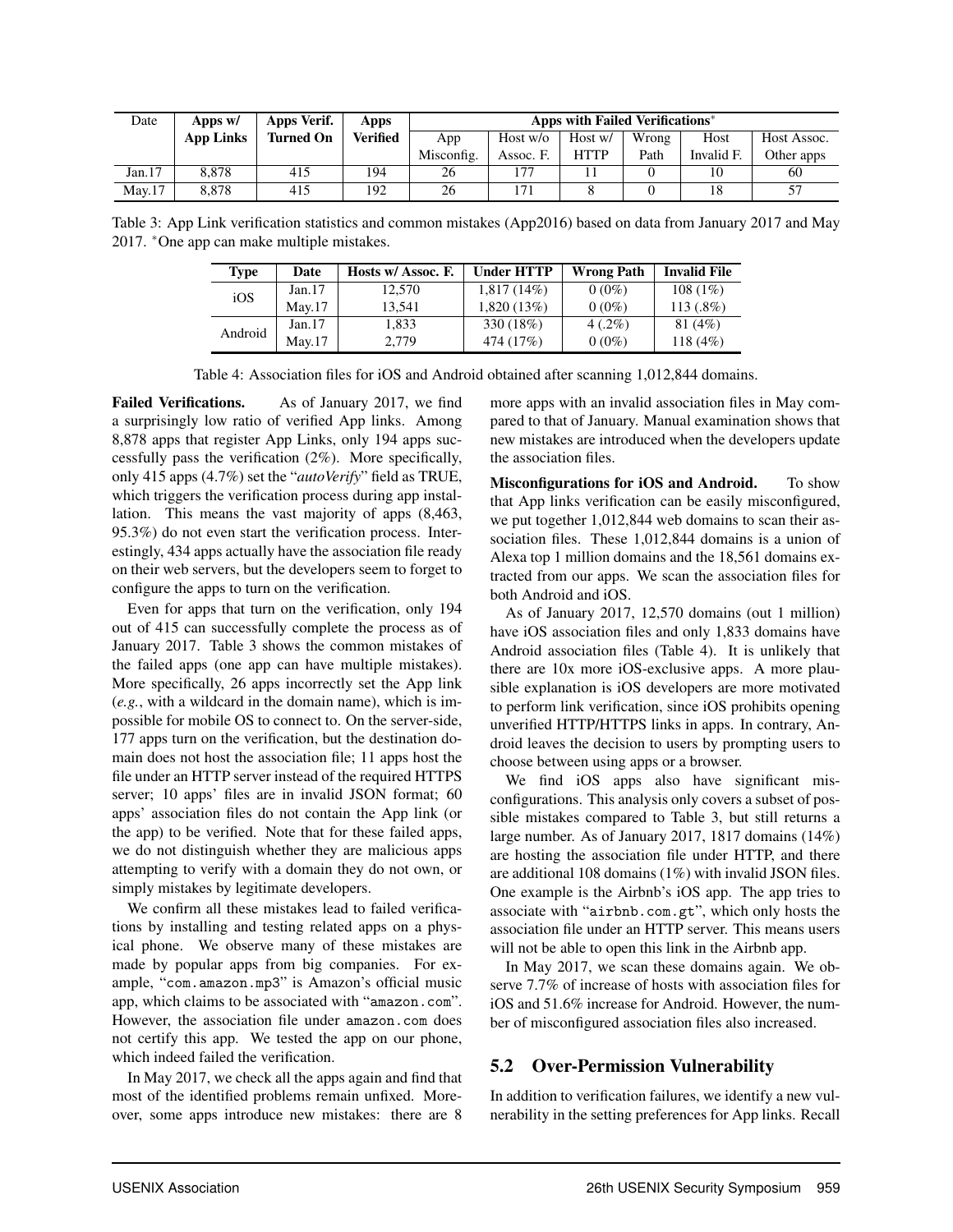| Date | Apps w/ App Links | Apps Verif. Turned On | Apps Verified | Apps with Failed Verifications* | | | | | |
|---|---|---|---|---|---|---|---|---|---|
| | | | | App Misconfig. | Host w/o Assoc. F. | Host w/ HTTP | Wrong Path | Host Invalid F. | Host Assoc. Other apps |
| Jan.17 | 8,878 | 415 | 194 | 26 | 177 | 11 | 0 | 10 | 60 |
| May.17 | 8,878 | 415 | 192 | 26 | 171 | 8 | 0 | 18 | 57 |

Table 3: App Link verification statistics and common mistakes (App2016) based on data from January 2017 and May 2017. *One app can make multiple mistakes.

| Type | Date | Hosts w/ Assoc. F. | Under HTTP | Wrong Path | Invalid File |
|---|---|---|---|---|---|
| iOS | Jan.17 | 12,570 | 1,817 (14%) | 0 (0%) | 108 (1%) |
| | May.17 | 13,541 | 1,820 (13%) | 0 (0%) | 113 (.8%) |
| Android | Jan.17 | 1,833 | 330 (18%) | 4 (.2%) | 81 (4%) |
| | May.17 | 2,779 | 474 (17%) | 0 (0%) | 118 (4%) |

Table 4: Association files for iOS and Android obtained after scanning 1,012,844 domains.

**Failed Verifications.** As of January 2017, we find a surprisingly low ratio of verified App links. Among 8,878 apps that register App Links, only 194 apps successfully pass the verification (2%). More specifically, only 415 apps (4.7%) set the "*autoVerify*" field as TRUE, which triggers the verification process during app installation. This means the vast majority of apps (8,463, 95.3%) do not even start the verification process. Interestingly, 434 apps actually have the association file ready on their web servers, but the developers seem to forget to configure the apps to turn on the verification.

Even for apps that turn on the verification, only 194 out of 415 can successfully complete the process as of January 2017. Table 3 shows the common mistakes of the failed apps (one app can have multiple mistakes). More specifically, 26 apps incorrectly set the App link (*e.g.*, with a wildcard in the domain name), which is impossible for mobile OS to connect to. On the server-side, 177 apps turn on the verification, but the destination domain does not host the association file; 11 apps host the file under an HTTP server instead of the required HTTPS server; 10 apps' files are in invalid JSON format; 60 apps' association files do not contain the App link (or the app) to be verified. Note that for these failed apps, we do not distinguish whether they are malicious apps attempting to verify with a domain they do not own, or simply mistakes by legitimate developers.

We confirm all these mistakes lead to failed verifications by installing and testing related apps on a physical phone. We observe many of these mistakes are made by popular apps from big companies. For example, "`com.amazon.mp3`" is Amazon's official music app, which claims to be associated with "`amazon.com`". However, the association file under `amazon.com` does not certify this app. We tested the app on our phone, which indeed failed the verification.

In May 2017, we check all the apps again and find that most of the identified problems remain unfixed. Moreover, some apps introduce new mistakes: there are 8 more apps with an invalid association files in May compared to that of January. Manual examination shows that new mistakes are introduced when the developers update the association files.

**Misconfigurations for iOS and Android.** To show that App links verification can be easily misconfigured, we put together 1,012,844 web domains to scan their association files. These 1,012,844 domains is a union of Alexa top 1 million domains and the 18,561 domains extracted from our apps. We scan the association files for both Android and iOS.

As of January 2017, 12,570 domains (out 1 million) have iOS association files and only 1,833 domains have Android association files (Table 4). It is unlikely that there are 10x more iOS-exclusive apps. A more plausible explanation is iOS developers are more motivated to perform link verification, since iOS prohibits opening unverified HTTP/HTTPS links in apps. In contrary, Android leaves the decision to users by prompting users to choose between using apps or a browser.

We find iOS apps also have significant misconfigurations. This analysis only covers a subset of possible mistakes compared to Table 3, but still returns a large number. As of January 2017, 1817 domains (14%) are hosting the association file under HTTP, and there are additional 108 domains (1%) with invalid JSON files. One example is the Airbnb's iOS app. The app tries to associate with "`airbnb.com.gt`", which only hosts the association file under an HTTP server. This means users will not be able to open this link in the Airbnb app.

In May 2017, we scan these domains again. We observe 7.7% of increase of hosts with association files for iOS and 51.6% increase for Android. However, the number of misconfigured association files also increased.

## 5.2 Over-Permission Vulnerability

In addition to verification failures, we identify a new vulnerability in the setting preferences for App links. Recall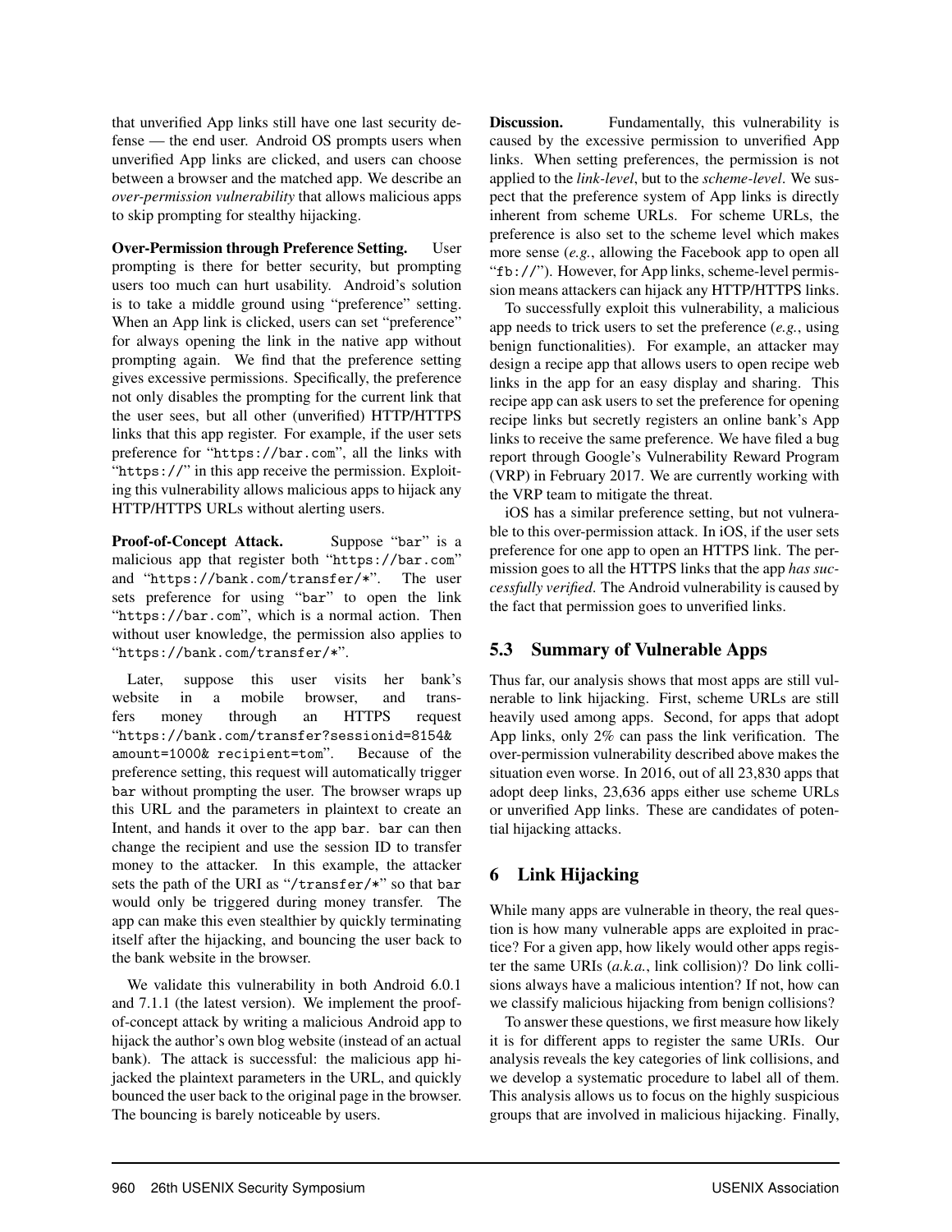that unverified App links still have one last security defense — the end user. Android OS prompts users when unverified App links are clicked, and users can choose between a browser and the matched app. We describe an *over-permission vulnerability* that allows malicious apps to skip prompting for stealthy hijacking.

**Over-Permission through Preference Setting.** User prompting is there for better security, but prompting users too much can hurt usability. Android's solution is to take a middle ground using "preference" setting. When an App link is clicked, users can set "preference" for always opening the link in the native app without prompting again. We find that the preference setting gives excessive permissions. Specifically, the preference not only disables the prompting for the current link that the user sees, but all other (unverified) HTTP/HTTPS links that this app register. For example, if the user sets preference for "`https://bar.com`", all the links with "`https://`" in this app receive the permission. Exploiting this vulnerability allows malicious apps to hijack any HTTP/HTTPS URLs without alerting users.

**Proof-of-Concept Attack.** Suppose "`bar`" is a malicious app that register both "`https://bar.com`" and "`https://bank.com/transfer/*`". The user sets preference for using "`bar`" to open the link "`https://bar.com`", which is a normal action. Then without user knowledge, the permission also applies to "`https://bank.com/transfer/*`".

Later, suppose this user visits her bank's website in a mobile browser, and transfers money through an HTTPS request "`https://bank.com/transfer?sessionid=8154& amount=1000& recipient=tom`". Because of the preference setting, this request will automatically trigger `bar` without prompting the user. The browser wraps up this URL and the parameters in plaintext to create an Intent, and hands it over to the app `bar`. `bar` can then change the recipient and use the session ID to transfer money to the attacker. In this example, the attacker sets the path of the URI as "`/transfer/*`" so that `bar` would only be triggered during money transfer. The app can make this even stealthier by quickly terminating itself after the hijacking, and bouncing the user back to the bank website in the browser.

We validate this vulnerability in both Android 6.0.1 and 7.1.1 (the latest version). We implement the proof-of-concept attack by writing a malicious Android app to hijack the author's own blog website (instead of an actual bank). The attack is successful: the malicious app hijacked the plaintext parameters in the URL, and quickly bounced the user back to the original page in the browser. The bouncing is barely noticeable by users.

**Discussion.** Fundamentally, this vulnerability is caused by the excessive permission to unverified App links. When setting preferences, the permission is not applied to the *link-level*, but to the *scheme-level*. We suspect that the preference system of App links is directly inherent from scheme URLs. For scheme URLs, the preference is also set to the scheme level which makes more sense (*e.g.*, allowing the Facebook app to open all "`fb://`"). However, for App links, scheme-level permission means attackers can hijack any HTTP/HTTPS links.

To successfully exploit this vulnerability, a malicious app needs to trick users to set the preference (*e.g.*, using benign functionalities). For example, an attacker may design a recipe app that allows users to open recipe web links in the app for an easy display and sharing. This recipe app can ask users to set the preference for opening recipe links but secretly registers an online bank's App links to receive the same preference. We have filed a bug report through Google's Vulnerability Reward Program (VRP) in February 2017. We are currently working with the VRP team to mitigate the threat.

iOS has a similar preference setting, but not vulnerable to this over-permission attack. In iOS, if the user sets preference for one app to open an HTTPS link. The permission goes to all the HTTPS links that the app *has successfully verified*. The Android vulnerability is caused by the fact that permission goes to unverified links.

## 5.3 Summary of Vulnerable Apps

Thus far, our analysis shows that most apps are still vulnerable to link hijacking. First, scheme URLs are still heavily used among apps. Second, for apps that adopt App links, only 2% can pass the link verification. The over-permission vulnerability described above makes the situation even worse. In 2016, out of all 23,830 apps that adopt deep links, 23,636 apps either use scheme URLs or unverified App links. These are candidates of potential hijacking attacks.

# 6 Link Hijacking

While many apps are vulnerable in theory, the real question is how many vulnerable apps are exploited in practice? For a given app, how likely would other apps register the same URIs (*a.k.a.*, link collision)? Do link collisions always have a malicious intention? If not, how can we classify malicious hijacking from benign collisions?

To answer these questions, we first measure how likely it is for different apps to register the same URIs. Our analysis reveals the key categories of link collisions, and we develop a systematic procedure to label all of them. This analysis allows us to focus on the highly suspicious groups that are involved in malicious hijacking. Finally,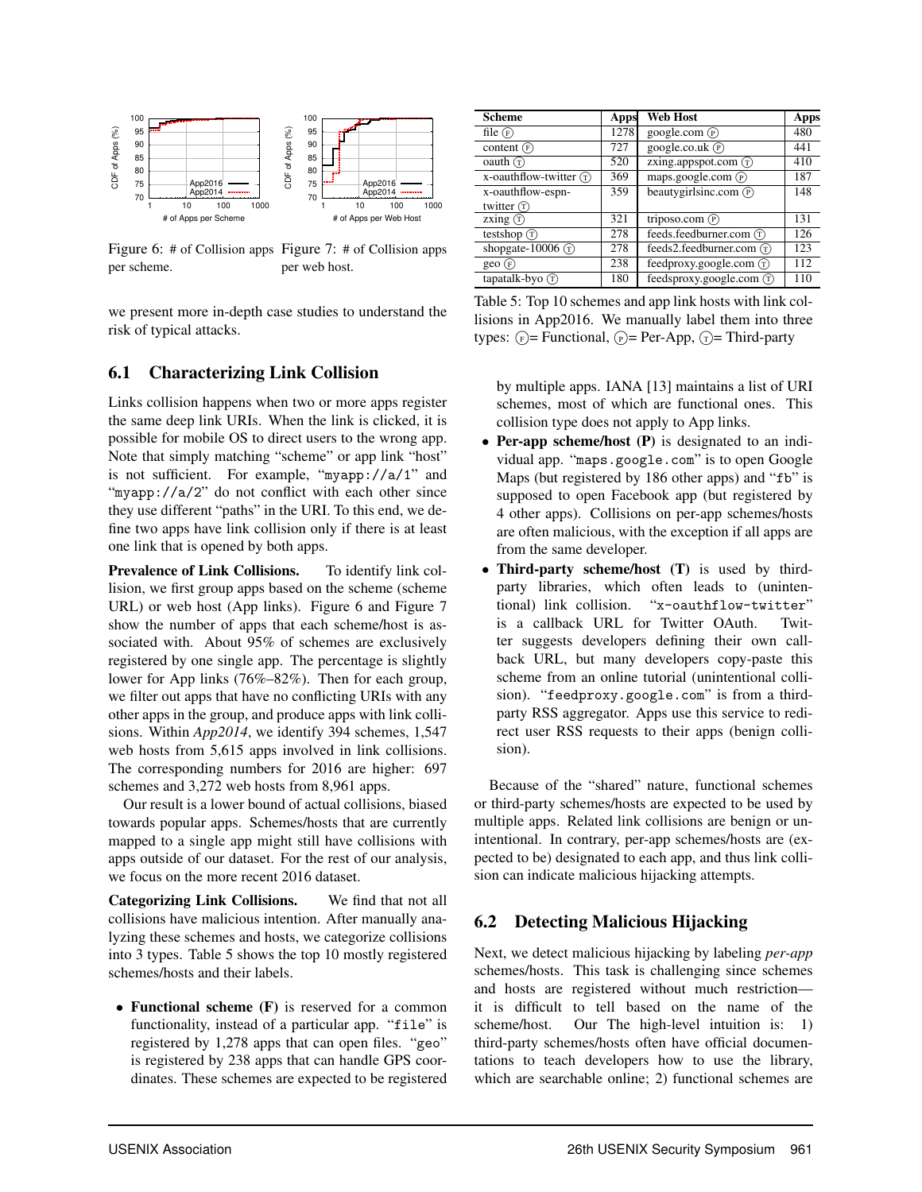Figure 6: # of Collision apps per scheme.

Figure 7: # of Collision apps per web host.

| Scheme | Apps | Web Host | Apps |
|---|---|---|---|
| file Ⓕ | 1278 | google.com Ⓟ | 480 |
| content Ⓕ | 727 | google.co.uk Ⓟ | 441 |
| oauth Ⓣ | 520 | zxing.appspot.com Ⓣ | 410 |
| x-oauthflow-twitter Ⓣ | 369 | maps.google.com Ⓟ | 187 |
| x-oauthflow-espn-twitter Ⓣ | 359 | beautygirlsinc.com Ⓟ | 148 |
| zxing Ⓣ | 321 | triposo.com Ⓟ | 131 |
| testshop Ⓣ | 278 | feeds.feedburner.com Ⓣ | 126 |
| shopgate-10006 Ⓣ | 278 | feeds2.feedburner.com Ⓣ | 123 |
| geo Ⓕ | 238 | feedproxy.google.com Ⓣ | 112 |
| tapatalk-byo Ⓣ | 180 | feedsproxy.google.com Ⓣ | 110 |

Table 5: Top 10 schemes and app link hosts with link collisions in App2016. We manually label them into three types: Ⓕ= Functional, Ⓟ= Per-App, Ⓣ= Third-party

we present more in-depth case studies to understand the risk of typical attacks.

## 6.1 Characterizing Link Collision

Links collision happens when two or more apps register the same deep link URIs. When the link is clicked, it is possible for mobile OS to direct users to the wrong app. Note that simply matching "scheme" or app link "host" is not sufficient. For example, "`myapp://a/1`" and "`myapp://a/2`" do not conflict with each other since they use different "paths" in the URI. To this end, we define two apps have link collision only if there is at least one link that is opened by both apps.

**Prevalence of Link Collisions.** To identify link collision, we first group apps based on the scheme (scheme URL) or web host (App links). Figure 6 and Figure 7 show the number of apps that each scheme/host is associated with. About 95% of schemes are exclusively registered by one single app. The percentage is slightly lower for App links (76%–82%). Then for each group, we filter out apps that have no conflicting URIs with any other apps in the group, and produce apps with link collisions. Within *App2014*, we identify 394 schemes, 1,547 web hosts from 5,615 apps involved in link collisions. The corresponding numbers for 2016 are higher: 697 schemes and 3,272 web hosts from 8,961 apps.

Our result is a lower bound of actual collisions, biased towards popular apps. Schemes/hosts that are currently mapped to a single app might still have collisions with apps outside of our dataset. For the rest of our analysis, we focus on the more recent 2016 dataset.

**Categorizing Link Collisions.** We find that not all collisions have malicious intention. After manually analyzing these schemes and hosts, we categorize collisions into 3 types. Table 5 shows the top 10 mostly registered schemes/hosts and their labels.

- **Functional scheme (F)** is reserved for a common functionality, instead of a particular app. "`file`" is registered by 1,278 apps that can open files. "`geo`" is registered by 238 apps that can handle GPS coordinates. These schemes are expected to be registered by multiple apps. IANA [13] maintains a list of URI schemes, most of which are functional ones. This collision type does not apply to App links.
- **Per-app scheme/host (P)** is designated to an individual app. "`maps.google.com`" is to open Google Maps (but registered by 186 other apps) and "`fb`" is supposed to open Facebook app (but registered by 4 other apps). Collisions on per-app schemes/hosts are often malicious, with the exception if all apps are from the same developer.
- **Third-party scheme/host (T)** is used by third-party libraries, which often leads to (unintentional) link collision. "`x-oauthflow-twitter`" is a callback URL for Twitter OAuth. Twitter suggests developers defining their own callback URL, but many developers copy-paste this scheme from an online tutorial (unintentional collision). "`feedproxy.google.com`" is from a third-party RSS aggregator. Apps use this service to redirect user RSS requests to their apps (benign collision).

Because of the "shared" nature, functional schemes or third-party schemes/hosts are expected to be used by multiple apps. Related link collisions are benign or unintentional. In contrary, per-app schemes/hosts are (expected to be) designated to each app, and thus link collision can indicate malicious hijacking attempts.

## 6.2 Detecting Malicious Hijacking

Next, we detect malicious hijacking by labeling *per-app* schemes/hosts. This task is challenging since schemes and hosts are registered without much restriction—it is difficult to tell based on the name of the scheme/host. Our The high-level intuition is: 1) third-party schemes/hosts often have official documentations to teach developers how to use the library, which are searchable online; 2) functional schemes are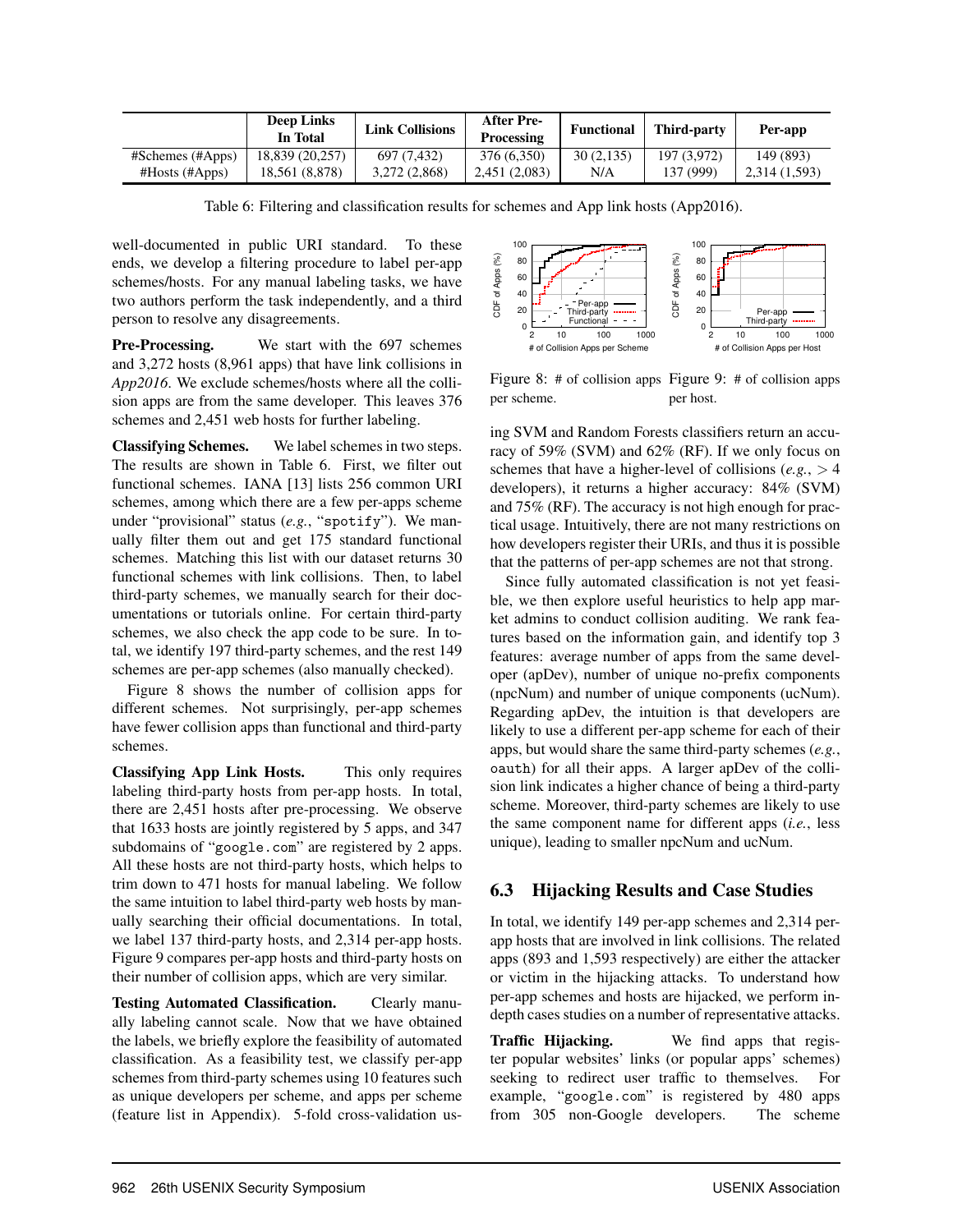|  | Deep Links In Total | Link Collisions | After Pre-Processing | Functional | Third-party | Per-app |
|---|---|---|---|---|---|---|
| #Schemes (#Apps) | 18,839 (20,257) | 697 (7,432) | 376 (6,350) | 30 (2,135) | 197 (3,972) | 149 (893) |
| #Hosts (#Apps) | 18,561 (8,878) | 3,272 (2,868) | 2,451 (2,083) | N/A | 137 (999) | 2,314 (1,593) |

Table 6: Filtering and classification results for schemes and App link hosts (App2016).

well-documented in public URI standard. To these ends, we develop a filtering procedure to label per-app schemes/hosts. For any manual labeling tasks, we have two authors perform the task independently, and a third person to resolve any disagreements.

**Pre-Processing.** We start with the 697 schemes and 3,272 hosts (8,961 apps) that have link collisions in *App2016*. We exclude schemes/hosts where all the collision apps are from the same developer. This leaves 376 schemes and 2,451 web hosts for further labeling.

**Classifying Schemes.** We label schemes in two steps. The results are shown in Table 6. First, we filter out functional schemes. IANA [13] lists 256 common URI schemes, among which there are a few per-apps scheme under "provisional" status (*e.g.*, "spotify"). We manually filter them out and get 175 standard functional schemes. Matching this list with our dataset returns 30 functional schemes with link collisions. Then, to label third-party schemes, we manually search for their documentations or tutorials online. For certain third-party schemes, we also check the app code to be sure. In total, we identify 197 third-party schemes, and the rest 149 schemes are per-app schemes (also manually checked).

Figure 8 shows the number of collision apps for different schemes. Not surprisingly, per-app schemes have fewer collision apps than functional and third-party schemes.

**Classifying App Link Hosts.** This only requires labeling third-party hosts from per-app hosts. In total, there are 2,451 hosts after pre-processing. We observe that 1633 hosts are jointly registered by 5 apps, and 347 subdomains of "google.com" are registered by 2 apps. All these hosts are not third-party hosts, which helps to trim down to 471 hosts for manual labeling. We follow the same intuition to label third-party web hosts by manually searching their official documentations. In total, we label 137 third-party hosts, and 2,314 per-app hosts. Figure 9 compares per-app hosts and third-party hosts on their number of collision apps, which are very similar.

**Testing Automated Classification.** Clearly manually labeling cannot scale. Now that we have obtained the labels, we briefly explore the feasibility of automated classification. As a feasibility test, we classify per-app schemes from third-party schemes using 10 features such as unique developers per scheme, and apps per scheme (feature list in Appendix). 5-fold cross-validation using SVM and Random Forests classifiers return an accuracy of 59% (SVM) and 62% (RF). If we only focus on schemes that have a higher-level of collisions (*e.g.*, $> 4$ developers), it returns a higher accuracy: 84% (SVM) and 75% (RF). The accuracy is not high enough for practical usage. Intuitively, there are not many restrictions on how developers register their URIs, and thus it is possible that the patterns of per-app schemes are not that strong.

Figure 8: # of collision apps per scheme.

Figure 9: # of collision apps per host.

Since fully automated classification is not yet feasible, we then explore useful heuristics to help app market admins to conduct collision auditing. We rank features based on the information gain, and identify top 3 features: average number of apps from the same developer (apDev), number of unique no-prefix components (npcNum) and number of unique components (ucNum). Regarding apDev, the intuition is that developers are likely to use a different per-app scheme for each of their apps, but would share the same third-party schemes (*e.g.*, oauth) for all their apps. A larger apDev of the collision link indicates a higher chance of being a third-party scheme. Moreover, third-party schemes are likely to use the same component name for different apps (*i.e.*, less unique), leading to smaller npcNum and ucNum.

## 6.3 Hijacking Results and Case Studies

In total, we identify 149 per-app schemes and 2,314 per-app hosts that are involved in link collisions. The related apps (893 and 1,593 respectively) are either the attacker or victim in the hijacking attacks. To understand how per-app schemes and hosts are hijacked, we perform in-depth cases studies on a number of representative attacks.

**Traffic Hijacking.** We find apps that register popular websites' links (or popular apps' schemes) seeking to redirect user traffic to themselves. For example, "google.com" is registered by 480 apps from 305 non-Google developers. The scheme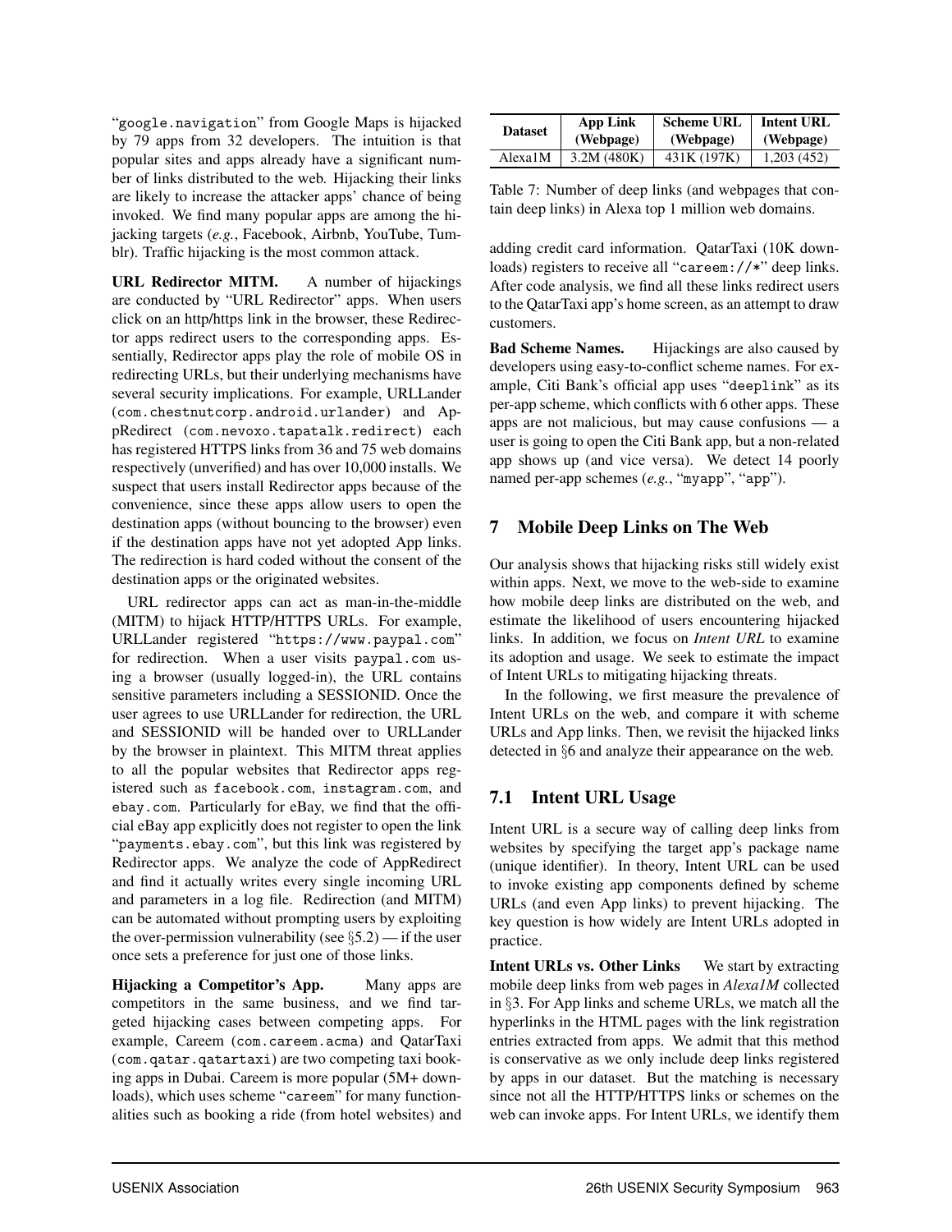"google.navigation" from Google Maps is hijacked by 79 apps from 32 developers. The intuition is that popular sites and apps already have a significant number of links distributed to the web. Hijacking their links are likely to increase the attacker apps' chance of being invoked. We find many popular apps are among the hijacking targets (*e.g.*, Facebook, Airbnb, YouTube, Tumblr). Traffic hijacking is the most common attack.

**URL Redirector MITM.** A number of hijackings are conducted by "URL Redirector" apps. When users click on an http/https link in the browser, these Redirector apps redirect users to the corresponding apps. Essentially, Redirector apps play the role of mobile OS in redirecting URLs, but their underlying mechanisms have several security implications. For example, URLLander (com.chestnutcorp.android.urlander) and AppRedirect (com.nevoxo.tapatalk.redirect) each has registered HTTPS links from 36 and 75 web domains respectively (unverified) and has over 10,000 installs. We suspect that users install Redirector apps because of the convenience, since these apps allow users to open the destination apps (without bouncing to the browser) even if the destination apps have not yet adopted App links. The redirection is hard coded without the consent of the destination apps or the originated websites.

URL redirector apps can act as man-in-the-middle (MITM) to hijack HTTP/HTTPS URLs. For example, URLLander registered "https://www.paypal.com" for redirection. When a user visits paypal.com using a browser (usually logged-in), the URL contains sensitive parameters including a SESSIONID. Once the user agrees to use URLLander for redirection, the URL and SESSIONID will be handed over to URLLander by the browser in plaintext. This MITM threat applies to all the popular websites that Redirector apps registered such as facebook.com, instagram.com, and ebay.com. Particularly for eBay, we find that the official eBay app explicitly does not register to open the link "payments.ebay.com", but this link was registered by Redirector apps. We analyze the code of AppRedirect and find it actually writes every single incoming URL and parameters in a log file. Redirection (and MITM) can be automated without prompting users by exploiting the over-permission vulnerability (see §5.2) — if the user once sets a preference for just one of those links.

**Hijacking a Competitor's App.** Many apps are competitors in the same business, and we find targeted hijacking cases between competing apps. For example, Careem (com.careem.acma) and QatarTaxi (com.qatar.qatartaxi) are two competing taxi booking apps in Dubai. Careem is more popular (5M+ downloads), which uses scheme "careem" for many functionalities such as booking a ride (from hotel websites) and adding credit card information. QatarTaxi (10K downloads) registers to receive all "careem://*" deep links. After code analysis, we find all these links redirect users to the QatarTaxi app's home screen, as an attempt to draw customers.

| Dataset | App Link (Webpage) | Scheme URL (Webpage) | Intent URL (Webpage) |
|---|---|---|---|
| Alexa1M | 3.2M (480K) | 431K (197K) | 1,203 (452) |

Table 7: Number of deep links (and webpages that contain deep links) in Alexa top 1 million web domains.

**Bad Scheme Names.** Hijackings are also caused by developers using easy-to-conflict scheme names. For example, Citi Bank's official app uses "deeplink" as its per-app scheme, which conflicts with 6 other apps. These apps are not malicious, but may cause confusions — a user is going to open the Citi Bank app, but a non-related app shows up (and vice versa). We detect 14 poorly named per-app schemes (*e.g.*, "myapp", "app").

## 7 Mobile Deep Links on The Web

Our analysis shows that hijacking risks still widely exist within apps. Next, we move to the web-side to examine how mobile deep links are distributed on the web, and estimate the likelihood of users encountering hijacked links. In addition, we focus on *Intent URL* to examine its adoption and usage. We seek to estimate the impact of Intent URLs to mitigating hijacking threats.

In the following, we first measure the prevalence of Intent URLs on the web, and compare it with scheme URLs and App links. Then, we revisit the hijacked links detected in §6 and analyze their appearance on the web.

### 7.1 Intent URL Usage

Intent URL is a secure way of calling deep links from websites by specifying the target app's package name (unique identifier). In theory, Intent URL can be used to invoke existing app components defined by scheme URLs (and even App links) to prevent hijacking. The key question is how widely are Intent URLs adopted in practice.

**Intent URLs vs. Other Links** We start by extracting mobile deep links from web pages in *Alexa1M* collected in §3. For App links and scheme URLs, we match all the hyperlinks in the HTML pages with the link registration entries extracted from apps. We admit that this method is conservative as we only include deep links registered by apps in our dataset. But the matching is necessary since not all the HTTP/HTTPS links or schemes on the web can invoke apps. For Intent URLs, we identify them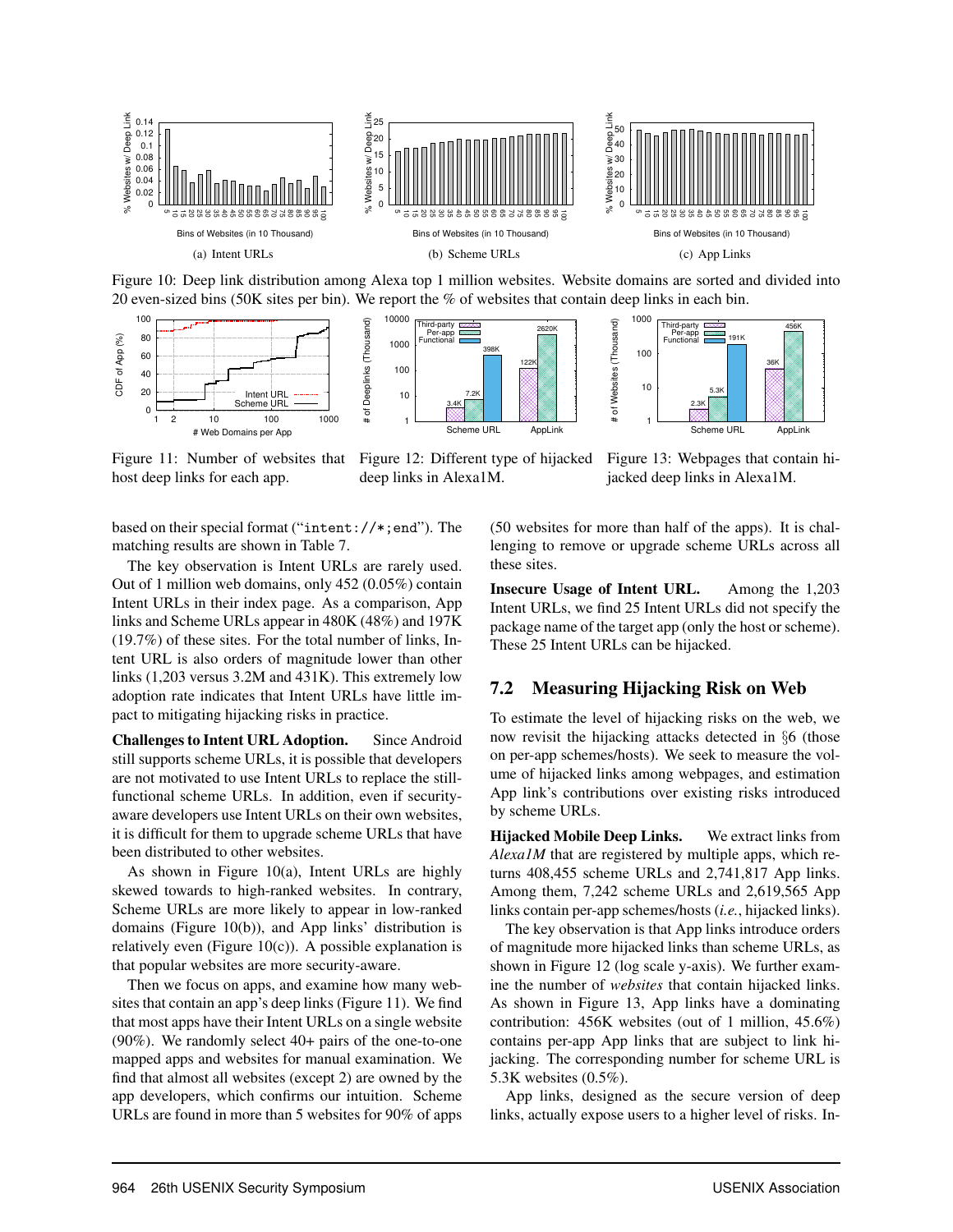Figure 10: Deep link distribution among Alexa top 1 million websites. Website domains are sorted and divided into 20 even-sized bins (50K sites per bin). We report the % of websites that contain deep links in each bin.

Figure 11: Number of websites that host deep links for each app.

Figure 12: Different type of hijacked deep links in Alexa1M.

Figure 13: Webpages that contain hijacked deep links in Alexa1M.

based on their special format ("intent://*;end"). The matching results are shown in Table 7.

The key observation is Intent URLs are rarely used. Out of 1 million web domains, only 452 (0.05%) contain Intent URLs in their index page. As a comparison, App links and Scheme URLs appear in 480K (48%) and 197K (19.7%) of these sites. For the total number of links, Intent URL is also orders of magnitude lower than other links (1,203 versus 3.2M and 431K). This extremely low adoption rate indicates that Intent URLs have little impact to mitigating hijacking risks in practice.

**Challenges to Intent URL Adoption.** Since Android still supports scheme URLs, it is possible that developers are not motivated to use Intent URLs to replace the still-functional scheme URLs. In addition, even if security-aware developers use Intent URLs on their own websites, it is difficult for them to upgrade scheme URLs that have been distributed to other websites.

As shown in Figure 10(a), Intent URLs are highly skewed towards to high-ranked websites. In contrary, Scheme URLs are more likely to appear in low-ranked domains (Figure 10(b)), and App links' distribution is relatively even (Figure 10(c)). A possible explanation is that popular websites are more security-aware.

Then we focus on apps, and examine how many websites that contain an app's deep links (Figure 11). We find that most apps have their Intent URLs on a single website (90%). We randomly select 40+ pairs of the one-to-one mapped apps and websites for manual examination. We find that almost all websites (except 2) are owned by the app developers, which confirms our intuition. Scheme URLs are found in more than 5 websites for 90% of apps (50 websites for more than half of the apps). It is challenging to remove or upgrade scheme URLs across all these sites.

**Insecure Usage of Intent URL.** Among the 1,203 Intent URLs, we find 25 Intent URLs did not specify the package name of the target app (only the host or scheme). These 25 Intent URLs can be hijacked.

## 7.2 Measuring Hijacking Risk on Web

To estimate the level of hijacking risks on the web, we now revisit the hijacking attacks detected in §6 (those on per-app schemes/hosts). We seek to measure the volume of hijacked links among webpages, and estimation App link's contributions over existing risks introduced by scheme URLs.

**Hijacked Mobile Deep Links.** We extract links from *Alexa1M* that are registered by multiple apps, which returns 408,455 scheme URLs and 2,741,817 App links. Among them, 7,242 scheme URLs and 2,619,565 App links contain per-app schemes/hosts (*i.e.*, hijacked links).

The key observation is that App links introduce orders of magnitude more hijacked links than scheme URLs, as shown in Figure 12 (log scale y-axis). We further examine the number of *websites* that contain hijacked links. As shown in Figure 13, App links have a dominating contribution: 456K websites (out of 1 million, 45.6%) contains per-app App links that are subject to link hijacking. The corresponding number for scheme URL is 5.3K websites (0.5%).

App links, designed as the secure version of deep links, actually expose users to a higher level of risks. In-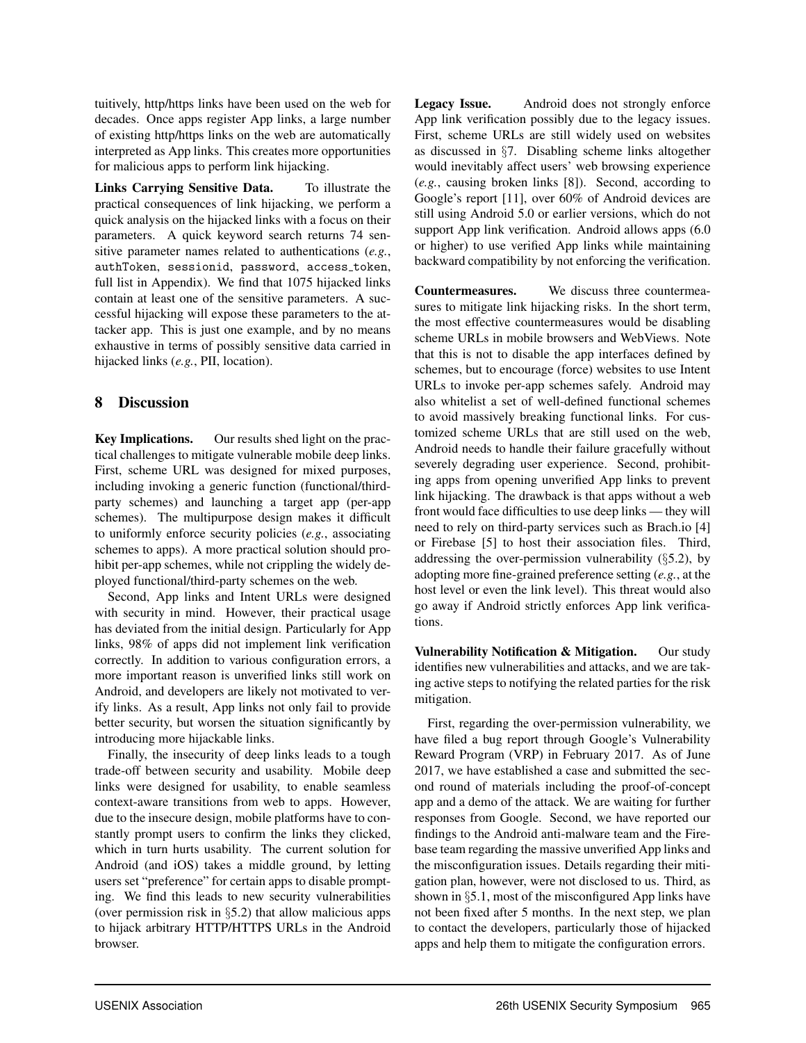tuitively, http/https links have been used on the web for decades. Once apps register App links, a large number of existing http/https links on the web are automatically interpreted as App links. This creates more opportunities for malicious apps to perform link hijacking.

**Links Carrying Sensitive Data.** To illustrate the practical consequences of link hijacking, we perform a quick analysis on the hijacked links with a focus on their parameters. A quick keyword search returns 74 sensitive parameter names related to authentications (*e.g.*, authToken, sessionid, password, access_token, full list in Appendix). We find that 1075 hijacked links contain at least one of the sensitive parameters. A successful hijacking will expose these parameters to the attacker app. This is just one example, and by no means exhaustive in terms of possibly sensitive data carried in hijacked links (*e.g.*, PII, location).

## 8 Discussion

**Key Implications.** Our results shed light on the practical challenges to mitigate vulnerable mobile deep links. First, scheme URL was designed for mixed purposes, including invoking a generic function (functional/third-party schemes) and launching a target app (per-app schemes). The multipurpose design makes it difficult to uniformly enforce security policies (*e.g.*, associating schemes to apps). A more practical solution should prohibit per-app schemes, while not crippling the widely deployed functional/third-party schemes on the web.

Second, App links and Intent URLs were designed with security in mind. However, their practical usage has deviated from the initial design. Particularly for App links, 98% of apps did not implement link verification correctly. In addition to various configuration errors, a more important reason is unverified links still work on Android, and developers are likely not motivated to verify links. As a result, App links not only fail to provide better security, but worsen the situation significantly by introducing more hijackable links.

Finally, the insecurity of deep links leads to a tough trade-off between security and usability. Mobile deep links were designed for usability, to enable seamless context-aware transitions from web to apps. However, due to the insecure design, mobile platforms have to constantly prompt users to confirm the links they clicked, which in turn hurts usability. The current solution for Android (and iOS) takes a middle ground, by letting users set "preference" for certain apps to disable prompting. We find this leads to new security vulnerabilities (over permission risk in §5.2) that allow malicious apps to hijack arbitrary HTTP/HTTPS URLs in the Android browser.

**Legacy Issue.** Android does not strongly enforce App link verification possibly due to the legacy issues. First, scheme URLs are still widely used on websites as discussed in §7. Disabling scheme links altogether would inevitably affect users' web browsing experience (*e.g.*, causing broken links [8]). Second, according to Google's report [11], over 60% of Android devices are still using Android 5.0 or earlier versions, which do not support App link verification. Android allows apps (6.0 or higher) to use verified App links while maintaining backward compatibility by not enforcing the verification.

**Countermeasures.** We discuss three countermeasures to mitigate link hijacking risks. In the short term, the most effective countermeasures would be disabling scheme URLs in mobile browsers and WebViews. Note that this is not to disable the app interfaces defined by schemes, but to encourage (force) websites to use Intent URLs to invoke per-app schemes safely. Android may also whitelist a set of well-defined functional schemes to avoid massively breaking functional links. For customized scheme URLs that are still used on the web, Android needs to handle their failure gracefully without severely degrading user experience. Second, prohibiting apps from opening unverified App links to prevent link hijacking. The drawback is that apps without a web front would face difficulties to use deep links — they will need to rely on third-party services such as Brach.io [4] or Firebase [5] to host their association files. Third, addressing the over-permission vulnerability (§5.2), by adopting more fine-grained preference setting (*e.g.*, at the host level or even the link level). This threat would also go away if Android strictly enforces App link verifications.

**Vulnerability Notification & Mitigation.** Our study identifies new vulnerabilities and attacks, and we are taking active steps to notifying the related parties for the risk mitigation.

First, regarding the over-permission vulnerability, we have filed a bug report through Google's Vulnerability Reward Program (VRP) in February 2017. As of June 2017, we have established a case and submitted the second round of materials including the proof-of-concept app and a demo of the attack. We are waiting for further responses from Google. Second, we have reported our findings to the Android anti-malware team and the Firebase team regarding the massive unverified App links and the misconfiguration issues. Details regarding their mitigation plan, however, were not disclosed to us. Third, as shown in §5.1, most of the misconfigured App links have not been fixed after 5 months. In the next step, we plan to contact the developers, particularly those of hijacked apps and help them to mitigate the configuration errors.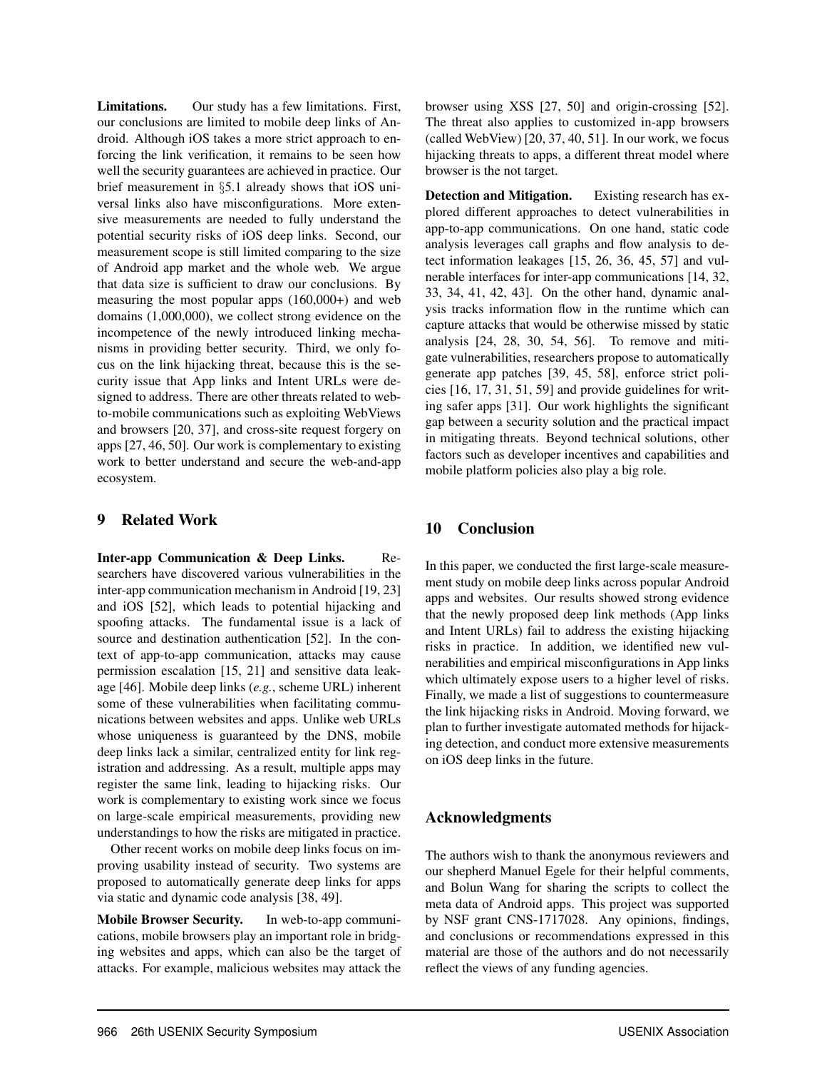**Limitations.** Our study has a few limitations. First, our conclusions are limited to mobile deep links of Android. Although iOS takes a more strict approach to enforcing the link verification, it remains to be seen how well the security guarantees are achieved in practice. Our brief measurement in §5.1 already shows that iOS universal links also have misconfigurations. More extensive measurements are needed to fully understand the potential security risks of iOS deep links. Second, our measurement scope is still limited comparing to the size of Android app market and the whole web. We argue that data size is sufficient to draw our conclusions. By measuring the most popular apps (160,000+) and web domains (1,000,000), we collect strong evidence on the incompetence of the newly introduced linking mechanisms in providing better security. Third, we only focus on the link hijacking threat, because this is the security issue that App links and Intent URLs were designed to address. There are other threats related to web-to-mobile communications such as exploiting WebViews and browsers [20, 37], and cross-site request forgery on apps [27, 46, 50]. Our work is complementary to existing work to better understand and secure the web-and-app ecosystem.

# 9 Related Work

**Inter-app Communication & Deep Links.** Researchers have discovered various vulnerabilities in the inter-app communication mechanism in Android [19, 23] and iOS [52], which leads to potential hijacking and spoofing attacks. The fundamental issue is a lack of source and destination authentication [52]. In the context of app-to-app communication, attacks may cause permission escalation [15, 21] and sensitive data leakage [46]. Mobile deep links (*e.g.*, scheme URL) inherent some of these vulnerabilities when facilitating communications between websites and apps. Unlike web URLs whose uniqueness is guaranteed by the DNS, mobile deep links lack a similar, centralized entity for link registration and addressing. As a result, multiple apps may register the same link, leading to hijacking risks. Our work is complementary to existing work since we focus on large-scale empirical measurements, providing new understandings to how the risks are mitigated in practice.

Other recent works on mobile deep links focus on improving usability instead of security. Two systems are proposed to automatically generate deep links for apps via static and dynamic code analysis [38, 49].

**Mobile Browser Security.** In web-to-app communications, mobile browsers play an important role in bridging websites and apps, which can also be the target of attacks. For example, malicious websites may attack the browser using XSS [27, 50] and origin-crossing [52]. The threat also applies to customized in-app browsers (called WebView) [20, 37, 40, 51]. In our work, we focus hijacking threats to apps, a different threat model where browser is the not target.

**Detection and Mitigation.** Existing research has explored different approaches to detect vulnerabilities in app-to-app communications. On one hand, static code analysis leverages call graphs and flow analysis to detect information leakages [15, 26, 36, 45, 57] and vulnerable interfaces for inter-app communications [14, 32, 33, 34, 41, 42, 43]. On the other hand, dynamic analysis tracks information flow in the runtime which can capture attacks that would be otherwise missed by static analysis [24, 28, 30, 54, 56]. To remove and mitigate vulnerabilities, researchers propose to automatically generate app patches [39, 45, 58], enforce strict policies [16, 17, 31, 51, 59] and provide guidelines for writing safer apps [31]. Our work highlights the significant gap between a security solution and the practical impact in mitigating threats. Beyond technical solutions, other factors such as developer incentives and capabilities and mobile platform policies also play a big role.

# 10 Conclusion

In this paper, we conducted the first large-scale measurement study on mobile deep links across popular Android apps and websites. Our results showed strong evidence that the newly proposed deep link methods (App links and Intent URLs) fail to address the existing hijacking risks in practice. In addition, we identified new vulnerabilities and empirical misconfigurations in App links which ultimately expose users to a higher level of risks. Finally, we made a list of suggestions to countermeasure the link hijacking risks in Android. Moving forward, we plan to further investigate automated methods for hijacking detection, and conduct more extensive measurements on iOS deep links in the future.

# Acknowledgments

The authors wish to thank the anonymous reviewers and our shepherd Manuel Egele for their helpful comments, and Bolun Wang for sharing the scripts to collect the meta data of Android apps. This project was supported by NSF grant CNS-1717028. Any opinions, findings, and conclusions or recommendations expressed in this material are those of the authors and do not necessarily reflect the views of any funding agencies.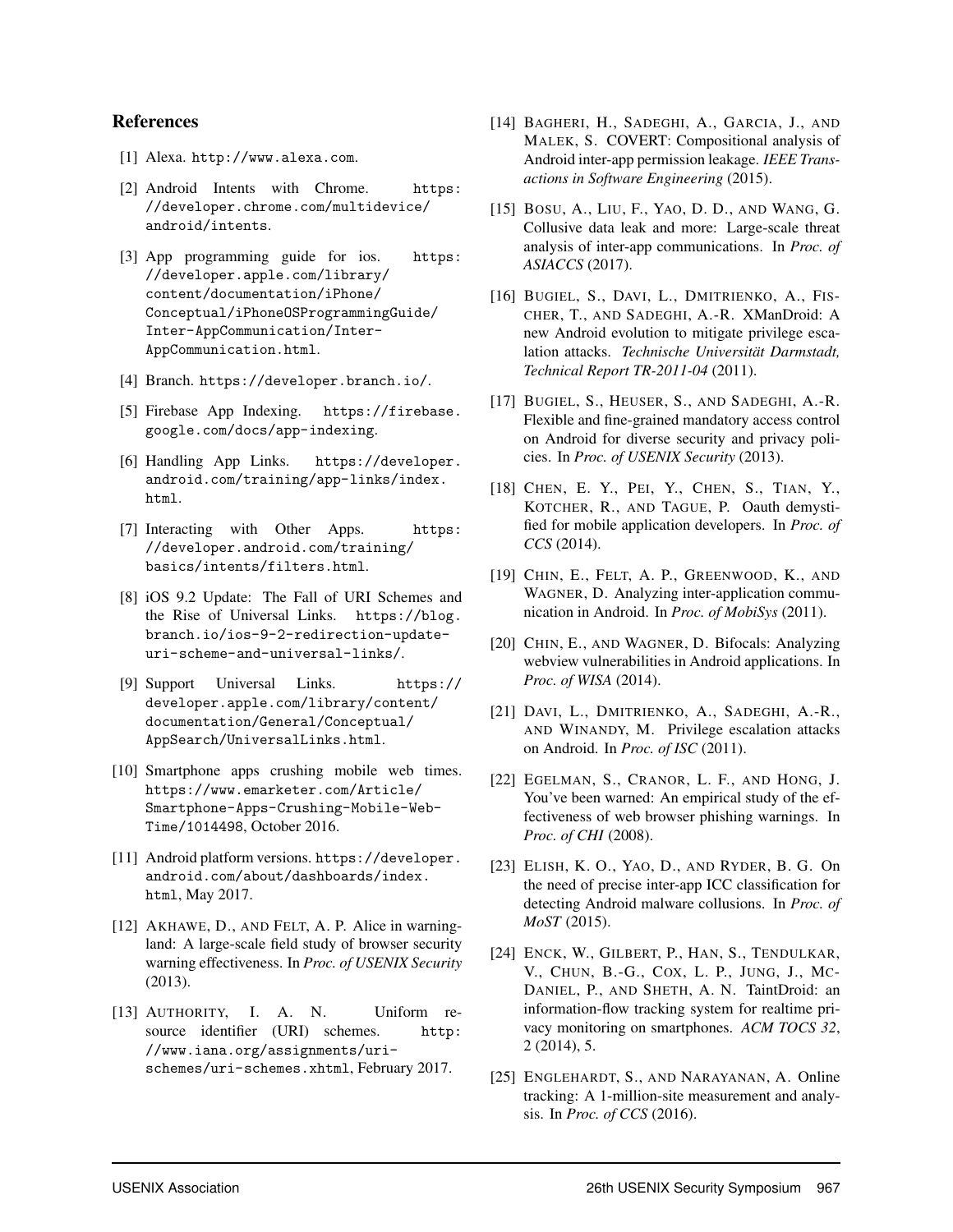## References

[1] Alexa. http://www.alexa.com.

[2] Android Intents with Chrome. https://developer.chrome.com/multidevice/android/intents.

[3] App programming guide for ios. https://developer.apple.com/library/content/documentation/iPhone/Conceptual/iPhoneOSProgrammingGuide/Inter-AppCommunication/Inter-AppCommunication.html.

[4] Branch. https://developer.branch.io/.

[5] Firebase App Indexing. https://firebase.google.com/docs/app-indexing.

[6] Handling App Links. https://developer.android.com/training/app-links/index.html.

[7] Interacting with Other Apps. https://developer.android.com/training/basics/intents/filters.html.

[8] iOS 9.2 Update: The Fall of URI Schemes and the Rise of Universal Links. https://blog.branch.io/ios-9-2-redirection-update-uri-scheme-and-universal-links/.

[9] Support Universal Links. https://developer.apple.com/library/content/documentation/General/Conceptual/AppSearch/UniversalLinks.html.

[10] Smartphone apps crushing mobile web times. https://www.emarketer.com/Article/Smartphone-Apps-Crushing-Mobile-Web-Time/1014498, October 2016.

[11] Android platform versions. https://developer.android.com/about/dashboards/index.html, May 2017.

[12] Akhawe, D., and Felt, A. P. Alice in warningland: A large-scale field study of browser security warning effectiveness. In *Proc. of USENIX Security* (2013).

[13] Authority, I. A. N. Uniform resource identifier (URI) schemes. http://www.iana.org/assignments/uri-schemes/uri-schemes.xhtml, February 2017.

[14] Bagheri, H., Sadeghi, A., Garcia, J., and Malek, S. COVERT: Compositional analysis of Android inter-app permission leakage. *IEEE Transactions in Software Engineering* (2015).

[15] Bosu, A., Liu, F., Yao, D. D., and Wang, G. Collusive data leak and more: Large-scale threat analysis of inter-app communications. In *Proc. of ASIACCS* (2017).

[16] Bugiel, S., Davi, L., Dmitrienko, A., Fischer, T., and Sadeghi, A.-R. XManDroid: A new Android evolution to mitigate privilege escalation attacks. *Technische Universität Darmstadt, Technical Report TR-2011-04* (2011).

[17] Bugiel, S., Heuser, S., and Sadeghi, A.-R. Flexible and fine-grained mandatory access control on Android for diverse security and privacy policies. In *Proc. of USENIX Security* (2013).

[18] Chen, E. Y., Pei, Y., Chen, S., Tian, Y., Kotcher, R., and Tague, P. Oauth demystified for mobile application developers. In *Proc. of CCS* (2014).

[19] Chin, E., Felt, A. P., Greenwood, K., and Wagner, D. Analyzing inter-application communication in Android. In *Proc. of MobiSys* (2011).

[20] Chin, E., and Wagner, D. Bifocals: Analyzing webview vulnerabilities in Android applications. In *Proc. of WISA* (2014).

[21] Davi, L., Dmitrienko, A., Sadeghi, A.-R., and Winandy, M. Privilege escalation attacks on Android. In *Proc. of ISC* (2011).

[22] Egelman, S., Cranor, L. F., and Hong, J. You've been warned: An empirical study of the effectiveness of web browser phishing warnings. In *Proc. of CHI* (2008).

[23] Elish, K. O., Yao, D., and Ryder, B. G. On the need of precise inter-app ICC classification for detecting Android malware collusions. In *Proc. of MoST* (2015).

[24] Enck, W., Gilbert, P., Han, S., Tendulkar, V., Chun, B.-G., Cox, L. P., Jung, J., McDaniel, P., and Sheth, A. N. TaintDroid: an information-flow tracking system for realtime privacy monitoring on smartphones. *ACM TOCS 32*, 2 (2014), 5.

[25] Englehardt, S., and Narayanan, A. Online tracking: A 1-million-site measurement and analysis. In *Proc. of CCS* (2016).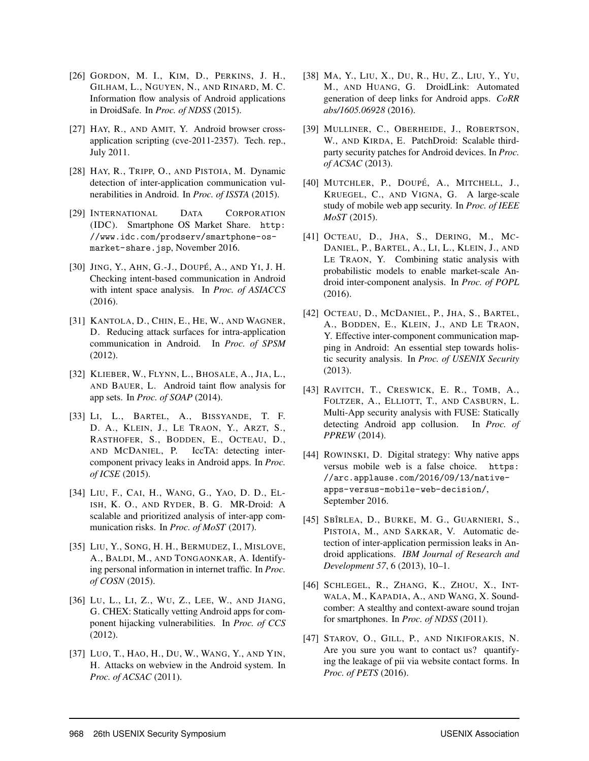[26] GORDON, M. I., KIM, D., PERKINS, J. H., GILHAM, L., NGUYEN, N., AND RINARD, M. C. Information flow analysis of Android applications in DroidSafe. In *Proc. of NDSS* (2015).

[27] HAY, R., AND AMIT, Y. Android browser cross-application scripting (cve-2011-2357). Tech. rep., July 2011.

[28] HAY, R., TRIPP, O., AND PISTOIA, M. Dynamic detection of inter-application communication vulnerabilities in Android. In *Proc. of ISSTA* (2015).

[29] INTERNATIONAL DATA CORPORATION (IDC). Smartphone OS Market Share. `http://www.idc.com/prodserv/smartphone-os-market-share.jsp`, November 2016.

[30] JING, Y., AHN, G.-J., DOUPÉ, A., AND YI, J. H. Checking intent-based communication in Android with intent space analysis. In *Proc. of ASIACCS* (2016).

[31] KANTOLA, D., CHIN, E., HE, W., AND WAGNER, D. Reducing attack surfaces for intra-application communication in Android. In *Proc. of SPSM* (2012).

[32] KLIEBER, W., FLYNN, L., BHOSALE, A., JIA, L., AND BAUER, L. Android taint flow analysis for app sets. In *Proc. of SOAP* (2014).

[33] LI, L., BARTEL, A., BISSYANDE, T. F. D. A., KLEIN, J., LE TRAON, Y., ARZT, S., RASTHOFER, S., BODDEN, E., OCTEAU, D., AND MCDANIEL, P. IccTA: detecting inter-component privacy leaks in Android apps. In *Proc. of ICSE* (2015).

[34] LIU, F., CAI, H., WANG, G., YAO, D. D., ELISH, K. O., AND RYDER, B. G. MR-Droid: A scalable and prioritized analysis of inter-app communication risks. In *Proc. of MoST* (2017).

[35] LIU, Y., SONG, H. H., BERMUDEZ, I., MISLOVE, A., BALDI, M., AND TONGAONKAR, A. Identifying personal information in internet traffic. In *Proc. of COSN* (2015).

[36] LU, L., LI, Z., WU, Z., LEE, W., AND JIANG, G. CHEX: Statically vetting Android apps for component hijacking vulnerabilities. In *Proc. of CCS* (2012).

[37] LUO, T., HAO, H., DU, W., WANG, Y., AND YIN, H. Attacks on webview in the Android system. In *Proc. of ACSAC* (2011).

[38] MA, Y., LIU, X., DU, R., HU, Z., LIU, Y., YU, M., AND HUANG, G. DroidLink: Automated generation of deep links for Android apps. *CoRR abs/1605.06928* (2016).

[39] MULLINER, C., OBERHEIDE, J., ROBERTSON, W., AND KIRDA, E. PatchDroid: Scalable third-party security patches for Android devices. In *Proc. of ACSAC* (2013).

[40] MUTCHLER, P., DOUPÉ, A., MITCHELL, J., KRUEGEL, C., AND VIGNA, G. A large-scale study of mobile web app security. In *Proc. of IEEE MoST* (2015).

[41] OCTEAU, D., JHA, S., DERING, M., MCDANIEL, P., BARTEL, A., LI, L., KLEIN, J., AND LE TRAON, Y. Combining static analysis with probabilistic models to enable market-scale Android inter-component analysis. In *Proc. of POPL* (2016).

[42] OCTEAU, D., MCDANIEL, P., JHA, S., BARTEL, A., BODDEN, E., KLEIN, J., AND LE TRAON, Y. Effective inter-component communication mapping in Android: An essential step towards holistic security analysis. In *Proc. of USENIX Security* (2013).

[43] RAVITCH, T., CRESWICK, E. R., TOMB, A., FOLTZER, A., ELLIOTT, T., AND CASBURN, L. Multi-App security analysis with FUSE: Statically detecting Android app collusion. In *Proc. of PPREW* (2014).

[44] ROWINSKI, D. Digital strategy: Why native apps versus mobile web is a false choice. `https://arc.applause.com/2016/09/13/native-apps-versus-mobile-web-decision/`, September 2016.

[45] SBÎRLEA, D., BURKE, M. G., GUARNIERI, S., PISTOIA, M., AND SARKAR, V. Automatic detection of inter-application permission leaks in Android applications. *IBM Journal of Research and Development 57*, 6 (2013), 10–1.

[46] SCHLEGEL, R., ZHANG, K., ZHOU, X., INTWALA, M., KAPADIA, A., AND WANG, X. Soundcomber: A stealthy and context-aware sound trojan for smartphones. In *Proc. of NDSS* (2011).

[47] STAROV, O., GILL, P., AND NIKIFORAKIS, N. Are you sure you want to contact us? quantifying the leakage of pii via website contact forms. In *Proc. of PETS* (2016).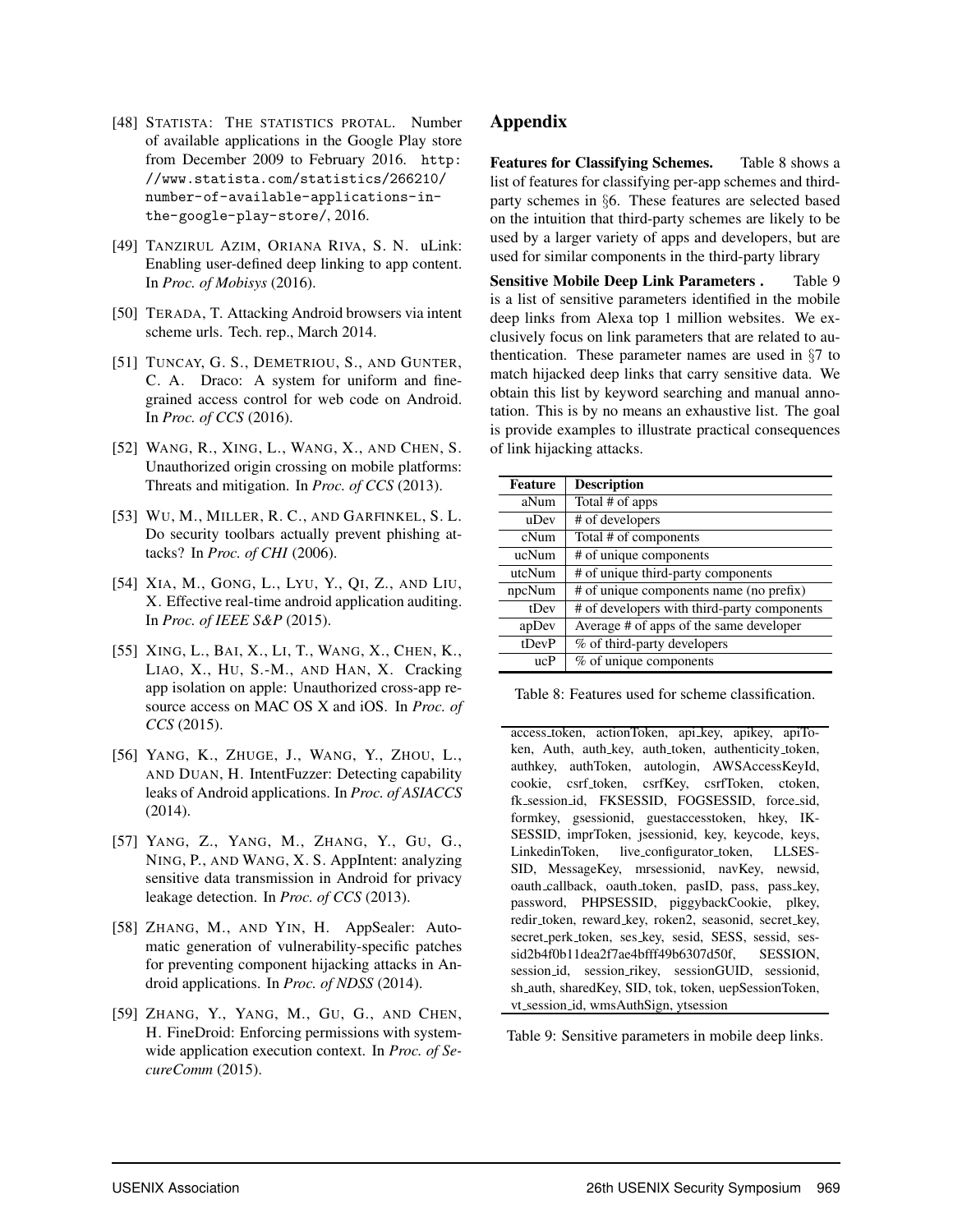[48] STATISTA: THE STATISTICS PROTAL. Number of available applications in the Google Play store from December 2009 to February 2016. http://www.statista.com/statistics/266210/number-of-available-applications-in-the-google-play-store/, 2016.

[49] TANZIRUL AZIM, ORIANA RIVA, S. N. uLink: Enabling user-defined deep linking to app content. In *Proc. of Mobisys* (2016).

[50] TERADA, T. Attacking Android browsers via intent scheme urls. Tech. rep., March 2014.

[51] TUNCAY, G. S., DEMETRIOU, S., AND GUNTER, C. A. Draco: A system for uniform and fine-grained access control for web code on Android. In *Proc. of CCS* (2016).

[52] WANG, R., XING, L., WANG, X., AND CHEN, S. Unauthorized origin crossing on mobile platforms: Threats and mitigation. In *Proc. of CCS* (2013).

[53] WU, M., MILLER, R. C., AND GARFINKEL, S. L. Do security toolbars actually prevent phishing attacks? In *Proc. of CHI* (2006).

[54] XIA, M., GONG, L., LYU, Y., QI, Z., AND LIU, X. Effective real-time android application auditing. In *Proc. of IEEE S&P* (2015).

[55] XING, L., BAI, X., LI, T., WANG, X., CHEN, K., LIAO, X., HU, S.-M., AND HAN, X. Cracking app isolation on apple: Unauthorized cross-app resource access on MAC OS X and iOS. In *Proc. of CCS* (2015).

[56] YANG, K., ZHUGE, J., WANG, Y., ZHOU, L., AND DUAN, H. IntentFuzzer: Detecting capability leaks of Android applications. In *Proc. of ASIACCS* (2014).

[57] YANG, Z., YANG, M., ZHANG, Y., GU, G., NING, P., AND WANG, X. S. AppIntent: analyzing sensitive data transmission in Android for privacy leakage detection. In *Proc. of CCS* (2013).

[58] ZHANG, M., AND YIN, H. AppSealer: Automatic generation of vulnerability-specific patches for preventing component hijacking attacks in Android applications. In *Proc. of NDSS* (2014).

[59] ZHANG, Y., YANG, M., GU, G., AND CHEN, H. FineDroid: Enforcing permissions with system-wide application execution context. In *Proc. of SecureComm* (2015).

## Appendix

**Features for Classifying Schemes.** Table 8 shows a list of features for classifying per-app schemes and third-party schemes in §6. These features are selected based on the intuition that third-party schemes are likely to be used by a larger variety of apps and developers, but are used for similar components in the third-party library

**Sensitive Mobile Deep Link Parameters .** Table 9 is a list of sensitive parameters identified in the mobile deep links from Alexa top 1 million websites. We exclusively focus on link parameters that are related to authentication. These parameter names are used in §7 to match hijacked deep links that carry sensitive data. We obtain this list by keyword searching and manual annotation. This is by no means an exhaustive list. The goal is provide examples to illustrate practical consequences of link hijacking attacks.

| Feature | Description |
|---|---|
| aNum | Total # of apps |
| uDev | # of developers |
| cNum | Total # of components |
| ucNum | # of unique components |
| utcNum | # of unique third-party components |
| npcNum | # of unique components name (no prefix) |
| tDev | # of developers with third-party components |
| apDev | Average # of apps of the same developer |
| tDevP | % of third-party developers |
| ucP | % of unique components |

Table 8: Features used for scheme classification.

access_token, actionToken, api_key, apikey, apiToken, Auth, auth_key, auth_token, authenticity_token, authkey, authToken, autologin, AWSAccessKeyId, cookie, csrf_token, csrfKey, csrfToken, ctoken, fk_session_id, FKSESSID, FOGSESSID, force_sid, formkey, gsessionid, guestaccesstoken, hkey, IKSESSID, imprToken, jsessionid, key, keycode, keys, LinkedinToken, live_configurator_token, LLSESSID, MessageKey, mrsessionid, navKey, newsid, oauth_callback, oauth_token, pasID, pass, pass_key, password, PHPSESSID, piggybackCookie, plkey, redir_token, reward_key, roken2, seasonid, secret_key, secret_perk_token, ses_key, sesid, SESS, sessid, sessid2b4f0b11dea2f7ae4bfff49b6307d50f, SESSION, session_id, session_rikey, sessionGUID, sessionid, sh_auth, sharedKey, SID, tok, token, uepSessionToken, vt_session_id, wmsAuthSign, ytsession

Table 9: Sensitive parameters in mobile deep links.